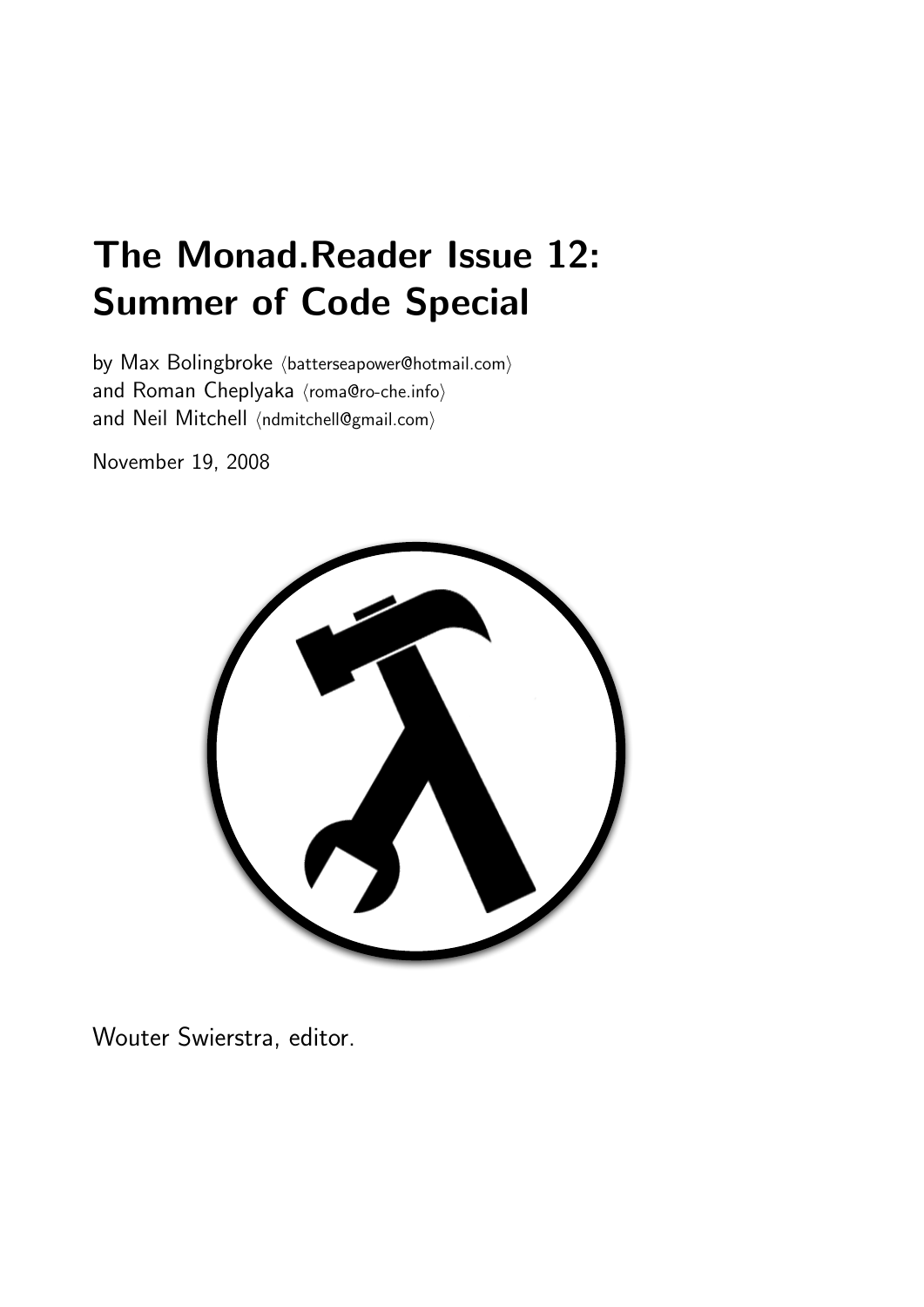# The Monad.Reader Issue 12: Summer of Code Special

by Max Bolingbroke ⟨batterseapower@hotmail.com⟩
and Roman Cheplyaka ⟨roma@ro-che.info⟩
and Neil Mitchell ⟨ndmitchell@gmail.com⟩

November 19, 2008

Wouter Swierstra, editor.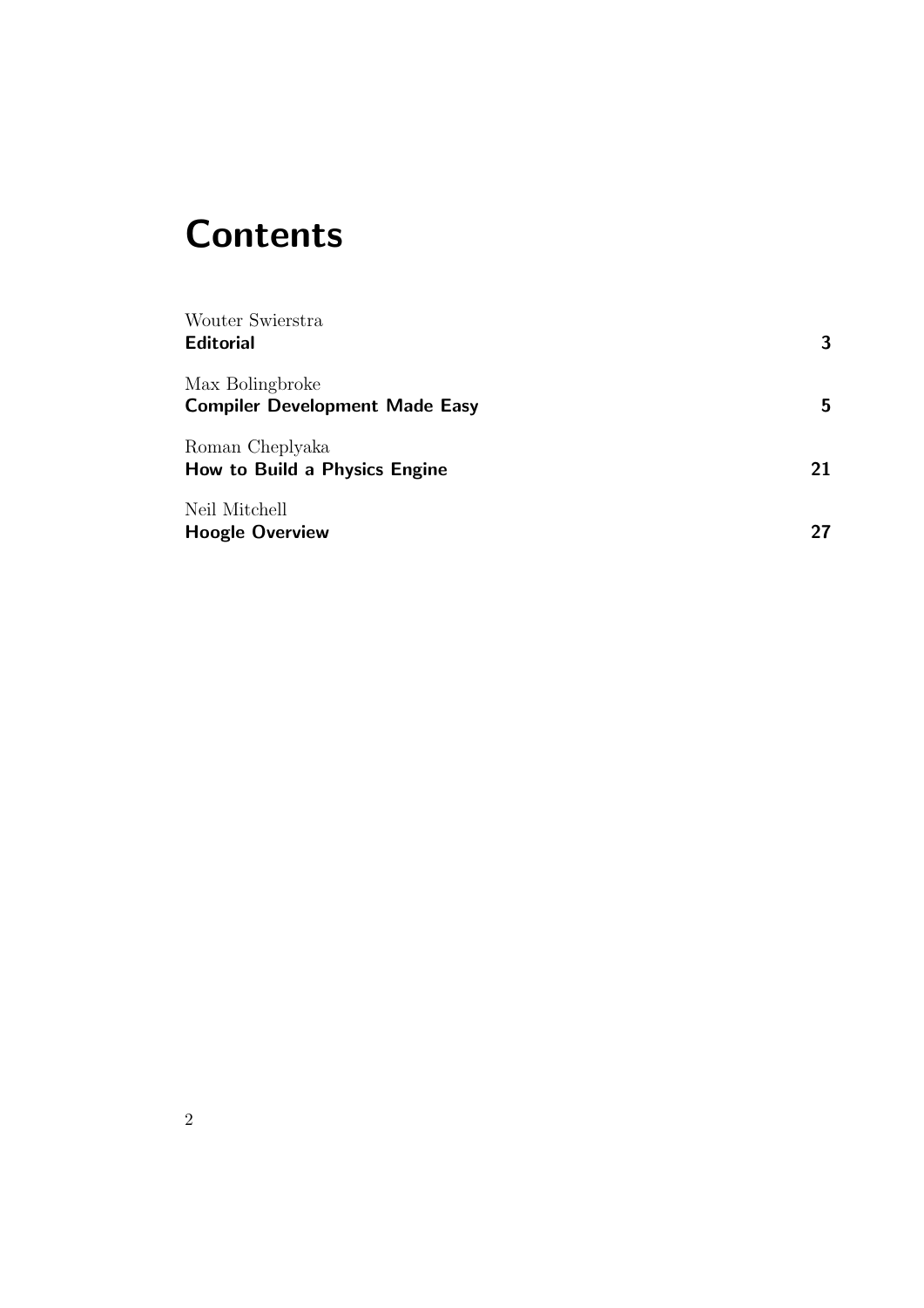# Contents

Wouter Swierstra
**Editorial** **3**

Max Bolingbroke
**Compiler Development Made Easy** **5**

Roman Cheplyaka
**How to Build a Physics Engine** **21**

Neil Mitchell
**Hoogle Overview** **27**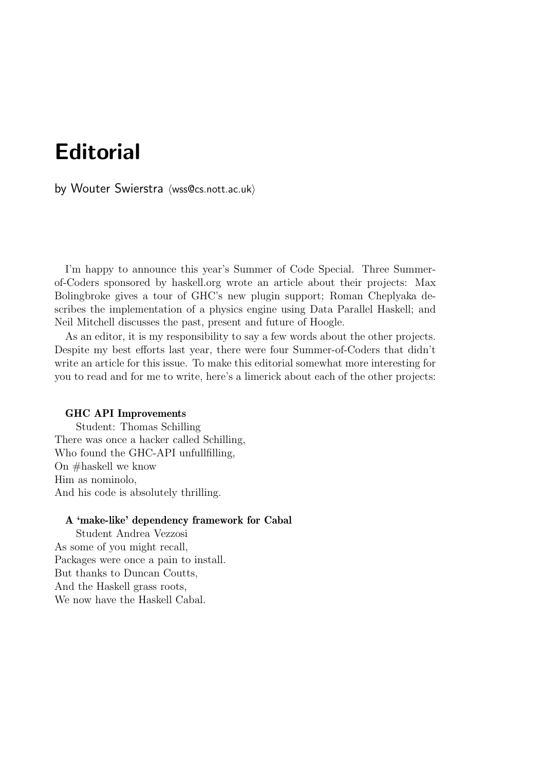# Editorial

by Wouter Swierstra ⟨wss@cs.nott.ac.uk⟩

I'm happy to announce this year's Summer of Code Special. Three Summer-of-Coders sponsored by haskell.org wrote an article about their projects: Max Bolingbroke gives a tour of GHC's new plugin support; Roman Cheplyaka describes the implementation of a physics engine using Data Parallel Haskell; and Neil Mitchell discusses the past, present and future of Hoogle.

As an editor, it is my responsibility to say a few words about the other projects. Despite my best efforts last year, there were four Summer-of-Coders that didn't write an article for this issue. To make this editorial somewhat more interesting for you to read and for me to write, here's a limerick about each of the other projects:

**GHC API Improvements**

Student: Thomas Schilling

There was once a hacker called Schilling,
Who found the GHC-API unfullfilling,
On #haskell we know
Him as nominolo,
And his code is absolutely thrilling.

**A 'make-like' dependency framework for Cabal**

Student Andrea Vezzosi

As some of you might recall,
Packages were once a pain to install.
But thanks to Duncan Coutts,
And the Haskell grass roots,
We now have the Haskell Cabal.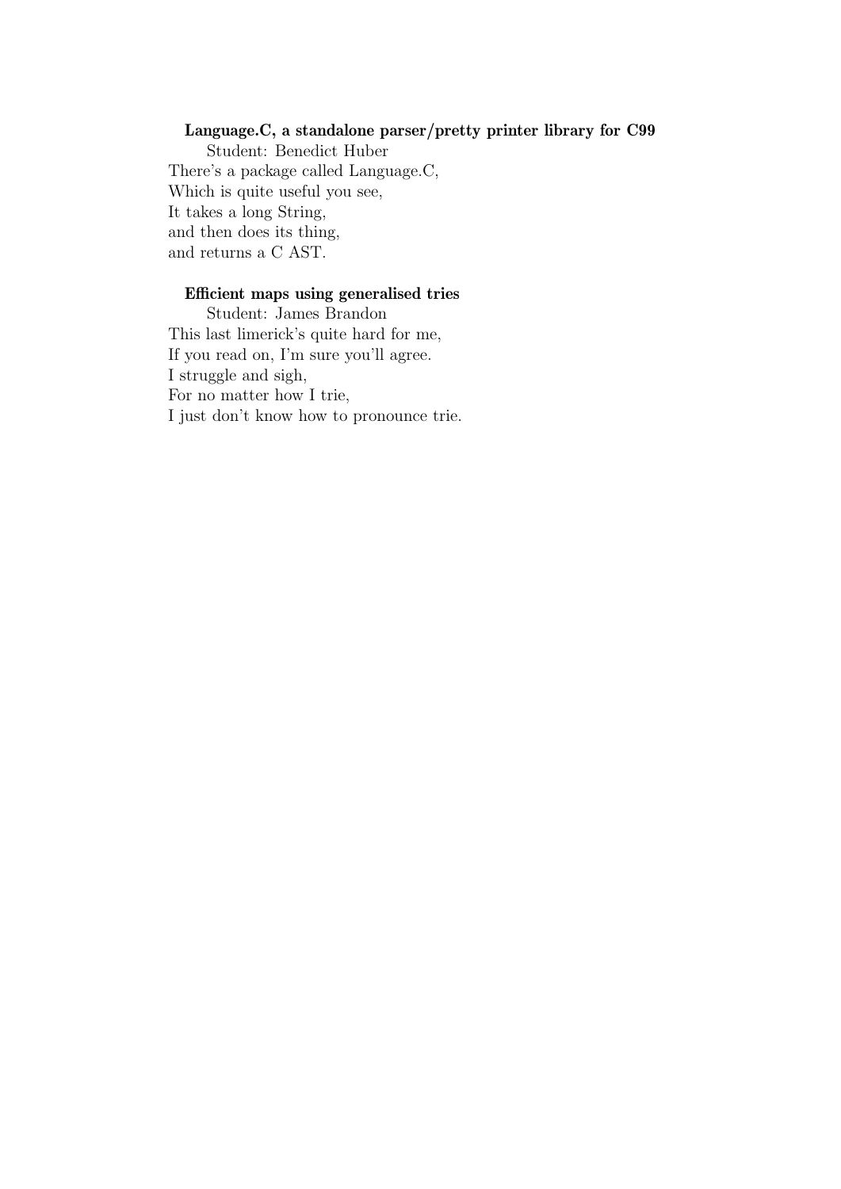**Language.C, a standalone parser/pretty printer library for C99**

Student: Benedict Huber

There's a package called Language.C,
Which is quite useful you see,
It takes a long String,
and then does its thing,
and returns a C AST.

**Efficient maps using generalised tries**

Student: James Brandon

This last limerick's quite hard for me,
If you read on, I'm sure you'll agree.
I struggle and sigh,
For no matter how I trie,
I just don't know how to pronounce trie.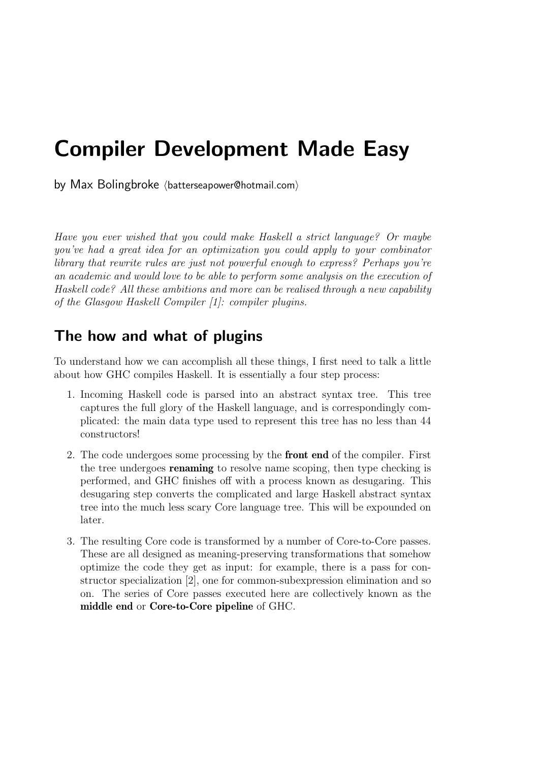# Compiler Development Made Easy

by Max Bolingbroke ⟨batterseapower@hotmail.com⟩

*Have you ever wished that you could make Haskell a strict language? Or maybe you've had a great idea for an optimization you could apply to your combinator library that rewrite rules are just not powerful enough to express? Perhaps you're an academic and would love to be able to perform some analysis on the execution of Haskell code? All these ambitions and more can be realised through a new capability of the Glasgow Haskell Compiler [1]: compiler plugins.*

## The how and what of plugins

To understand how we can accomplish all these things, I first need to talk a little about how GHC compiles Haskell. It is essentially a four step process:

1. Incoming Haskell code is parsed into an abstract syntax tree. This tree captures the full glory of the Haskell language, and is correspondingly complicated: the main data type used to represent this tree has no less than 44 constructors!
2. The code undergoes some processing by the **front end** of the compiler. First the tree undergoes **renaming** to resolve name scoping, then type checking is performed, and GHC finishes off with a process known as desugaring. This desugaring step converts the complicated and large Haskell abstract syntax tree into the much less scary Core language tree. This will be expounded on later.
3. The resulting Core code is transformed by a number of Core-to-Core passes. These are all designed as meaning-preserving transformations that somehow optimize the code they get as input: for example, there is a pass for constructor specialization [2], one for common-subexpression elimination and so on. The series of Core passes executed here are collectively known as the **middle end** or **Core-to-Core pipeline** of GHC.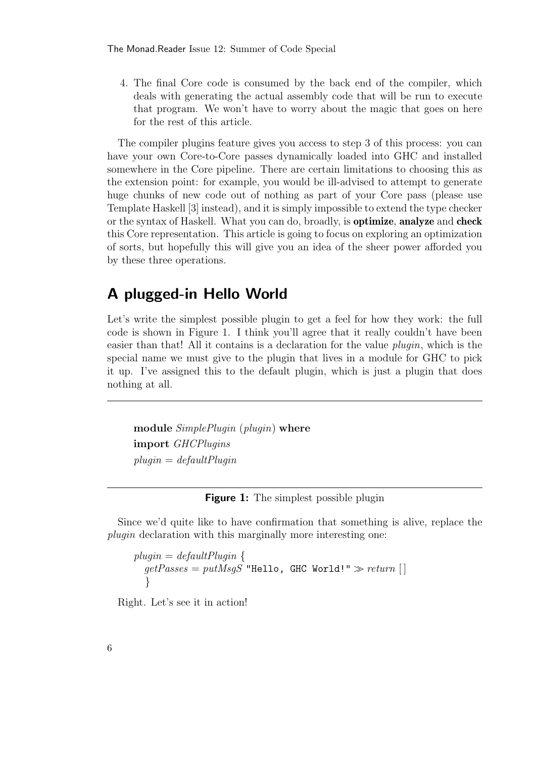4. The final Core code is consumed by the back end of the compiler, which deals with generating the actual assembly code that will be run to execute that program. We won't have to worry about the magic that goes on here for the rest of this article.

The compiler plugins feature gives you access to step 3 of this process: you can have your own Core-to-Core passes dynamically loaded into GHC and installed somewhere in the Core pipeline. There are certain limitations to choosing this as the extension point: for example, you would be ill-advised to attempt to generate huge chunks of new code out of nothing as part of your Core pass (please use Template Haskell [3] instead), and it is simply impossible to extend the type checker or the syntax of Haskell. What you can do, broadly, is **optimize**, **analyze** and **check** this Core representation. This article is going to focus on exploring an optimization of sorts, but hopefully this will give you an idea of the sheer power afforded you by these three operations.

## A plugged-in Hello World

Let's write the simplest possible plugin to get a feel for how they work: the full code is shown in Figure 1. I think you'll agree that it really couldn't have been easier than that! All it contains is a declaration for the value *plugin*, which is the special name we must give to the plugin that lives in a module for GHC to pick it up. I've assigned this to the default plugin, which is just a plugin that does nothing at all.

```
module SimplePlugin (plugin) where
import GHCPlugins
plugin = defaultPlugin
```

**Figure 1:** The simplest possible plugin

Since we'd quite like to have confirmation that something is alive, replace the *plugin* declaration with this marginally more interesting one:

```
plugin = defaultPlugin {
  getPasses = putMsgS "Hello, GHC World!" >> return []
  }
```

Right. Let's see it in action!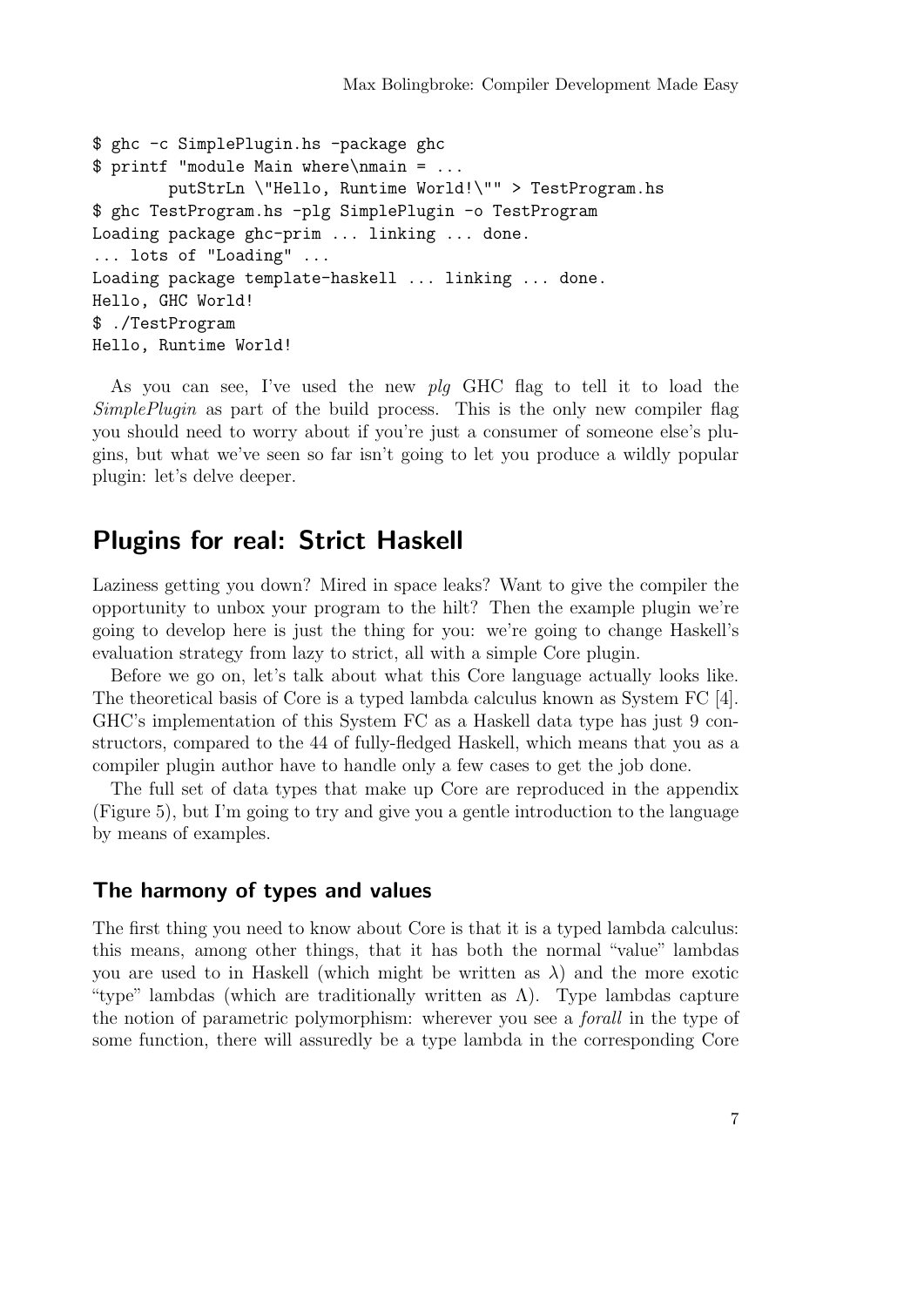```
$ ghc -c SimplePlugin.hs -package ghc
$ printf "module Main where\nmain = ...
        putStrLn \"Hello, Runtime World!\"" > TestProgram.hs
$ ghc TestProgram.hs -plg SimplePlugin -o TestProgram
Loading package ghc-prim ... linking ... done.
... lots of "Loading" ...
Loading package template-haskell ... linking ... done.
Hello, GHC World!
$ ./TestProgram
Hello, Runtime World!
```

As you can see, I've used the new *plg* GHC flag to tell it to load the *SimplePlugin* as part of the build process. This is the only new compiler flag you should need to worry about if you're just a consumer of someone else's plugins, but what we've seen so far isn't going to let you produce a wildly popular plugin: let's delve deeper.

## Plugins for real: Strict Haskell

Laziness getting you down? Mired in space leaks? Want to give the compiler the opportunity to unbox your program to the hilt? Then the example plugin we're going to develop here is just the thing for you: we're going to change Haskell's evaluation strategy from lazy to strict, all with a simple Core plugin.

Before we go on, let's talk about what this Core language actually looks like. The theoretical basis of Core is a typed lambda calculus known as System FC [4]. GHC's implementation of this System FC as a Haskell data type has just 9 constructors, compared to the 44 of fully-fledged Haskell, which means that you as a compiler plugin author have to handle only a few cases to get the job done.

The full set of data types that make up Core are reproduced in the appendix (Figure 5), but I'm going to try and give you a gentle introduction to the language by means of examples.

### The harmony of types and values

The first thing you need to know about Core is that it is a typed lambda calculus: this means, among other things, that it has both the normal "value" lambdas you are used to in Haskell (which might be written as $\lambda$) and the more exotic "type" lambdas (which are traditionally written as $\Lambda$). Type lambdas capture the notion of parametric polymorphism: wherever you see a *forall* in the type of some function, there will assuredly be a type lambda in the corresponding Core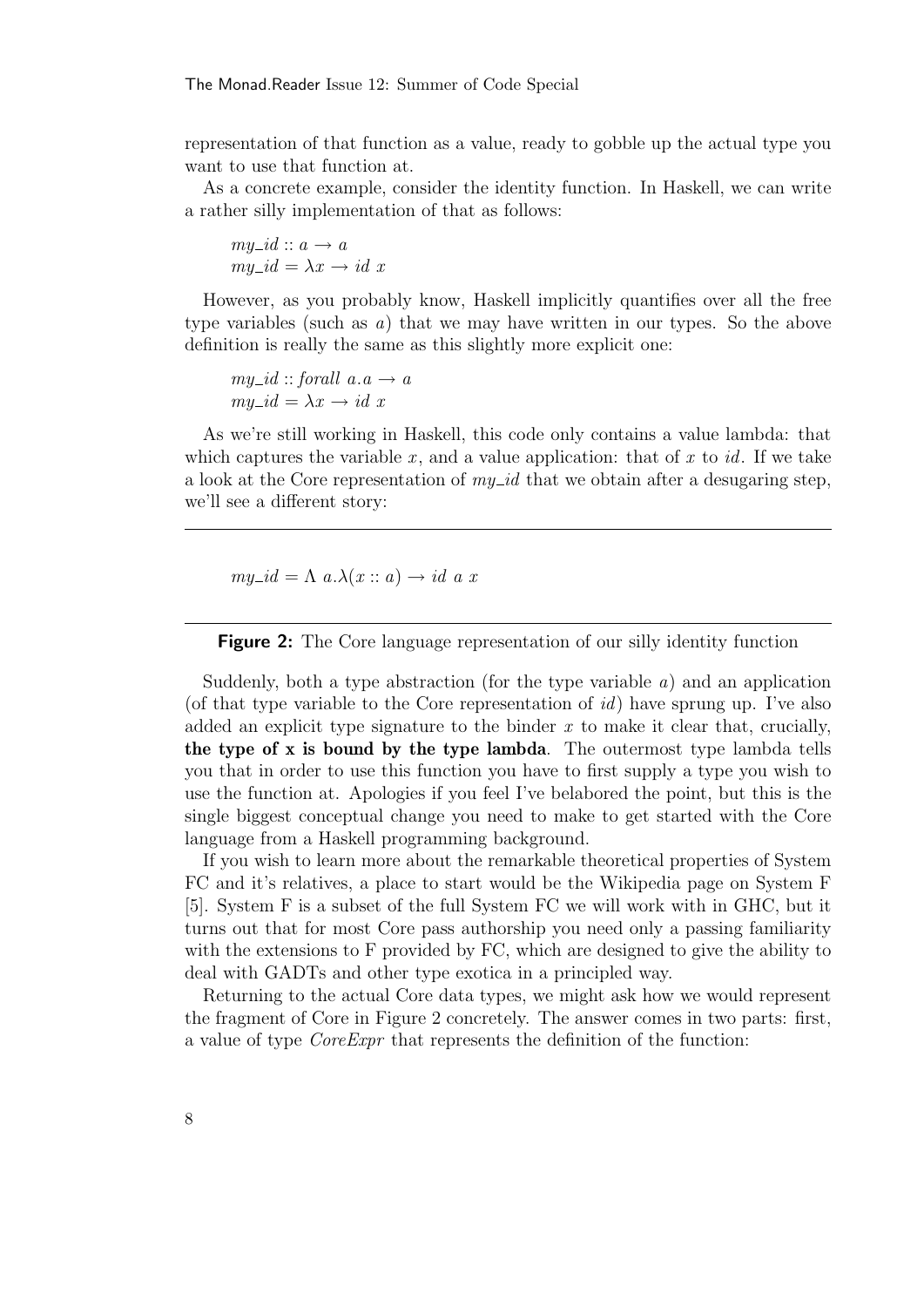representation of that function as a value, ready to gobble up the actual type you want to use that function at.

As a concrete example, consider the identity function. In Haskell, we can write a rather silly implementation of that as follows:

$$my\_id :: a \rightarrow a$$
$$my\_id = \lambda x \rightarrow id\ x$$

However, as you probably know, Haskell implicitly quantifies over all the free type variables (such as $a$) that we may have written in our types. So the above definition is really the same as this slightly more explicit one:

$$my\_id :: forall\ a.a \rightarrow a$$
$$my\_id = \lambda x \rightarrow id\ x$$

As we're still working in Haskell, this code only contains a value lambda: that which captures the variable $x$, and a value application: that of $x$ to $id$. If we take a look at the Core representation of $my\_id$ that we obtain after a desugaring step, we'll see a different story:

$$my\_id = \Lambda\ a.\lambda(x :: a) \rightarrow id\ a\ x$$

**Figure 2:** The Core language representation of our silly identity function

Suddenly, both a type abstraction (for the type variable $a$) and an application (of that type variable to the Core representation of $id$) have sprung up. I've also added an explicit type signature to the binder $x$ to make it clear that, crucially, **the type of x is bound by the type lambda**. The outermost type lambda tells you that in order to use this function you have to first supply a type you wish to use the function at. Apologies if you feel I've belabored the point, but this is the single biggest conceptual change you need to make to get started with the Core language from a Haskell programming background.

If you wish to learn more about the remarkable theoretical properties of System FC and it's relatives, a place to start would be the Wikipedia page on System F [5]. System F is a subset of the full System FC we will work with in GHC, but it turns out that for most Core pass authorship you need only a passing familiarity with the extensions to F provided by FC, which are designed to give the ability to deal with GADTs and other type exotica in a principled way.

Returning to the actual Core data types, we might ask how we would represent the fragment of Core in Figure 2 concretely. The answer comes in two parts: first, a value of type *CoreExpr* that represents the definition of the function: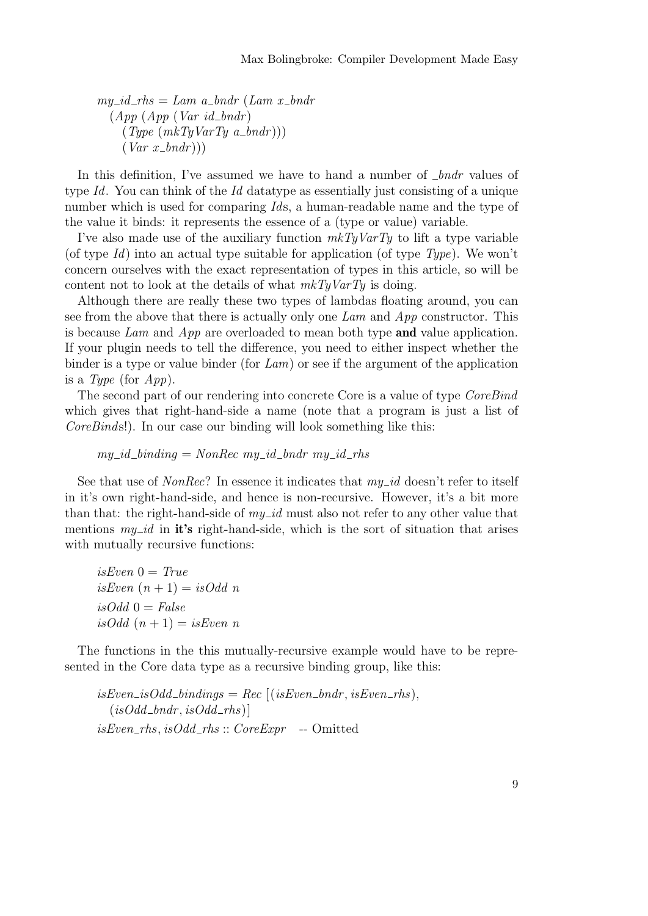```haskell
my_id_rhs = Lam a_bndr (Lam x_bndr
  (App (App (Var id_bndr)
    (Type (mkTyVarTy a_bndr)))
    (Var x_bndr)))
```

In this definition, I've assumed we have to hand a number of *_bndr* values of type *Id*. You can think of the *Id* datatype as essentially just consisting of a unique number which is used for comparing *Id*s, a human-readable name and the type of the value it binds: it represents the essence of a (type or value) variable.

I've also made use of the auxiliary function *mkTyVarTy* to lift a type variable (of type *Id*) into an actual type suitable for application (of type *Type*). We won't concern ourselves with the exact representation of types in this article, so will be content not to look at the details of what *mkTyVarTy* is doing.

Although there are really these two types of lambdas floating around, you can see from the above that there is actually only one *Lam* and *App* constructor. This is because *Lam* and *App* are overloaded to mean both type **and** value application. If your plugin needs to tell the difference, you need to either inspect whether the binder is a type or value binder (for *Lam*) or see if the argument of the application is a *Type* (for *App*).

The second part of our rendering into concrete Core is a value of type *CoreBind* which gives that right-hand-side a name (note that a program is just a list of *CoreBind*s!). In our case our binding will look something like this:

```haskell
my_id_binding = NonRec my_id_bndr my_id_rhs
```

See that use of *NonRec*? In essence it indicates that *my_id* doesn't refer to itself in it's own right-hand-side, and hence is non-recursive. However, it's a bit more than that: the right-hand-side of *my_id* must also not refer to any other value that mentions *my_id* in **it's** right-hand-side, which is the sort of situation that arises with mutually recursive functions:

```haskell
isEven 0 = True
isEven (n + 1) = isOdd n
isOdd 0 = False
isOdd (n + 1) = isEven n
```

The functions in the this mutually-recursive example would have to be represented in the Core data type as a recursive binding group, like this:

```haskell
isEven_isOdd_bindings = Rec [(isEven_bndr, isEven_rhs),
  (isOdd_bndr, isOdd_rhs)]
isEven_rhs, isOdd_rhs :: CoreExpr  -- Omitted
```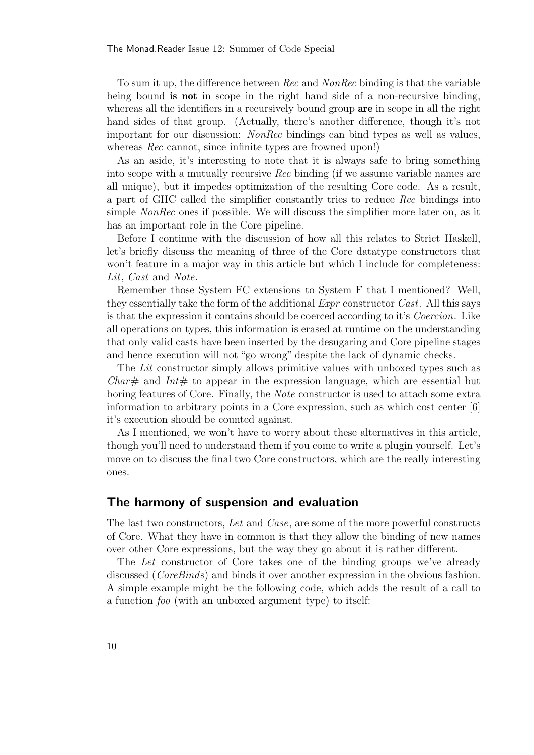To sum it up, the difference between *Rec* and *NonRec* binding is that the variable being bound **is not** in scope in the right hand side of a non-recursive binding, whereas all the identifiers in a recursively bound group **are** in scope in all the right hand sides of that group. (Actually, there's another difference, though it's not important for our discussion: *NonRec* bindings can bind types as well as values, whereas *Rec* cannot, since infinite types are frowned upon!)

As an aside, it's interesting to note that it is always safe to bring something into scope with a mutually recursive *Rec* binding (if we assume variable names are all unique), but it impedes optimization of the resulting Core code. As a result, a part of GHC called the simplifier constantly tries to reduce *Rec* bindings into simple *NonRec* ones if possible. We will discuss the simplifier more later on, as it has an important role in the Core pipeline.

Before I continue with the discussion of how all this relates to Strict Haskell, let's briefly discuss the meaning of three of the Core datatype constructors that won't feature in a major way in this article but which I include for completeness: *Lit*, *Cast* and *Note*.

Remember those System FC extensions to System F that I mentioned? Well, they essentially take the form of the additional *Expr* constructor *Cast*. All this says is that the expression it contains should be coerced according to it's *Coercion*. Like all operations on types, this information is erased at runtime on the understanding that only valid casts have been inserted by the desugaring and Core pipeline stages and hence execution will not "go wrong" despite the lack of dynamic checks.

The *Lit* constructor simply allows primitive values with unboxed types such as *Char#* and *Int#* to appear in the expression language, which are essential but boring features of Core. Finally, the *Note* constructor is used to attach some extra information to arbitrary points in a Core expression, such as which cost center [6] it's execution should be counted against.

As I mentioned, we won't have to worry about these alternatives in this article, though you'll need to understand them if you come to write a plugin yourself. Let's move on to discuss the final two Core constructors, which are the really interesting ones.

## The harmony of suspension and evaluation

The last two constructors, *Let* and *Case*, are some of the more powerful constructs of Core. What they have in common is that they allow the binding of new names over other Core expressions, but the way they go about it is rather different.

The *Let* constructor of Core takes one of the binding groups we've already discussed (*CoreBind*s) and binds it over another expression in the obvious fashion. A simple example might be the following code, which adds the result of a call to a function *foo* (with an unboxed argument type) to itself: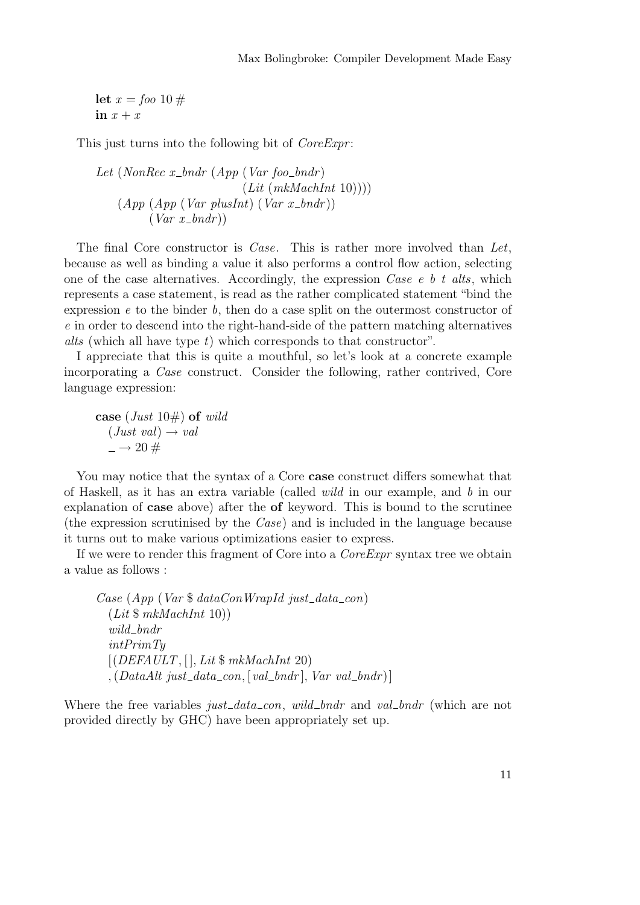```
let x = foo 10#
in x + x
```

This just turns into the following bit of *CoreExpr*:

```
Let (NonRec x_bndr (App (Var foo_bndr)
                        (Lit (mkMachInt 10))))
    (App (App (Var plusInt) (Var x_bndr))
         (Var x_bndr))
```

The final Core constructor is *Case*. This is rather more involved than *Let*, because as well as binding a value it also performs a control flow action, selecting one of the case alternatives. Accordingly, the expression *Case e b t alts*, which represents a case statement, is read as the rather complicated statement "bind the expression *e* to the binder *b*, then do a case split on the outermost constructor of *e* in order to descend into the right-hand-side of the pattern matching alternatives *alts* (which all have type *t*) which corresponds to that constructor".

I appreciate that this is quite a mouthful, so let's look at a concrete example incorporating a *Case* construct. Consider the following, rather contrived, Core language expression:

```
case (Just 10#) of wild
  (Just val) → val
  _ → 20#
```

You may notice that the syntax of a Core **case** construct differs somewhat that of Haskell, as it has an extra variable (called *wild* in our example, and *b* in our explanation of **case** above) after the **of** keyword. This is bound to the scrutinee (the expression scrutinised by the *Case*) and is included in the language because it turns out to make various optimizations easier to express.

If we were to render this fragment of Core into a *CoreExpr* syntax tree we obtain a value as follows :

```
Case (App (Var $ dataConWrapId just_data_con)
  (Lit $ mkMachInt 10))
  wild_bndr
  intPrimTy
  [(DEFAULT, [], Lit $ mkMachInt 20)
  , (DataAlt just_data_con, [val_bndr], Var val_bndr)]
```

Where the free variables *just_data_con*, *wild_bndr* and *val_bndr* (which are not provided directly by GHC) have been appropriately set up.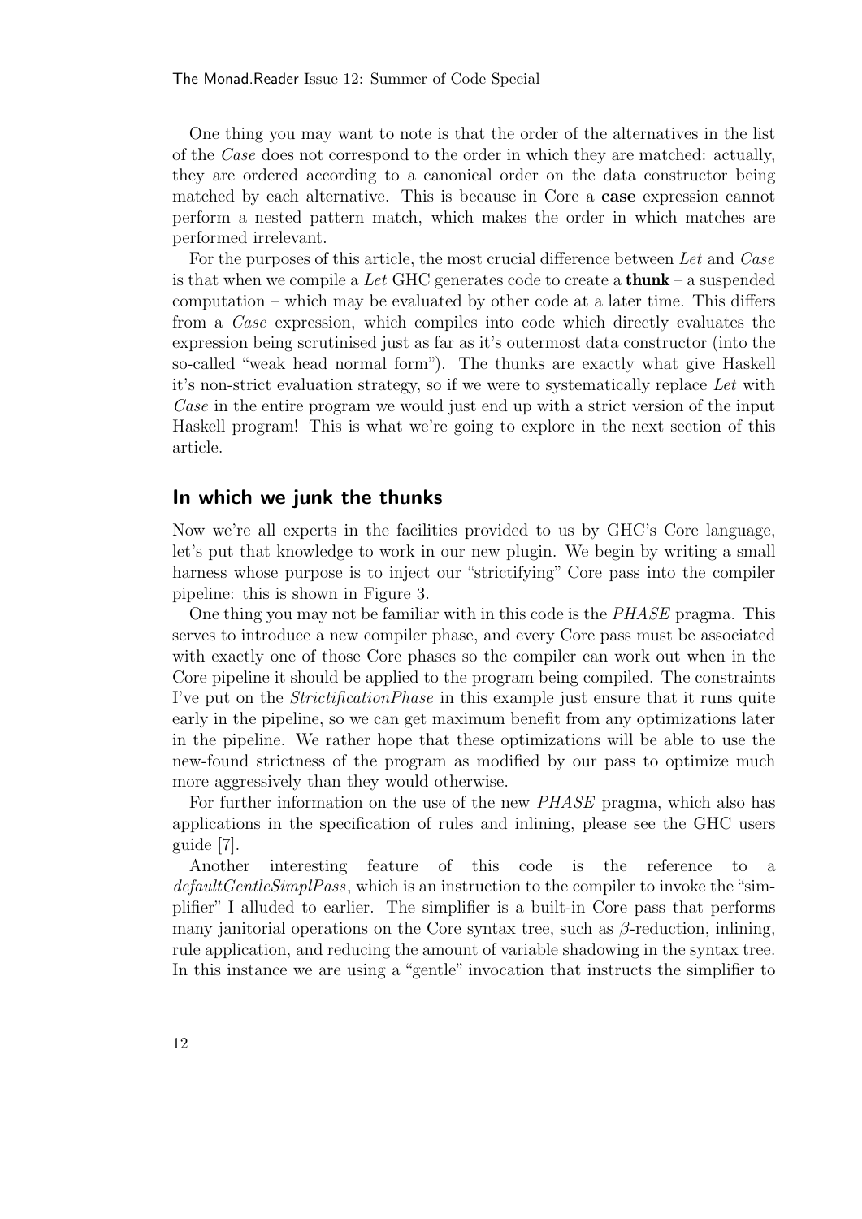One thing you may want to note is that the order of the alternatives in the list of the *Case* does not correspond to the order in which they are matched: actually, they are ordered according to a canonical order on the data constructor being matched by each alternative. This is because in Core a **case** expression cannot perform a nested pattern match, which makes the order in which matches are performed irrelevant.

For the purposes of this article, the most crucial difference between *Let* and *Case* is that when we compile a *Let* GHC generates code to create a **thunk** – a suspended computation – which may be evaluated by other code at a later time. This differs from a *Case* expression, which compiles into code which directly evaluates the expression being scrutinised just as far as it's outermost data constructor (into the so-called "weak head normal form"). The thunks are exactly what give Haskell it's non-strict evaluation strategy, so if we were to systematically replace *Let* with *Case* in the entire program we would just end up with a strict version of the input Haskell program! This is what we're going to explore in the next section of this article.

## In which we junk the thunks

Now we're all experts in the facilities provided to us by GHC's Core language, let's put that knowledge to work in our new plugin. We begin by writing a small harness whose purpose is to inject our "strictifying" Core pass into the compiler pipeline: this is shown in Figure 3.

One thing you may not be familiar with in this code is the *PHASE* pragma. This serves to introduce a new compiler phase, and every Core pass must be associated with exactly one of those Core phases so the compiler can work out when in the Core pipeline it should be applied to the program being compiled. The constraints I've put on the *StrictificationPhase* in this example just ensure that it runs quite early in the pipeline, so we can get maximum benefit from any optimizations later in the pipeline. We rather hope that these optimizations will be able to use the new-found strictness of the program as modified by our pass to optimize much more aggressively than they would otherwise.

For further information on the use of the new *PHASE* pragma, which also has applications in the specification of rules and inlining, please see the GHC users guide [7].

Another interesting feature of this code is the reference to a *defaultGentleSimplPass*, which is an instruction to the compiler to invoke the "simplifier" I alluded to earlier. The simplifier is a built-in Core pass that performs many janitorial operations on the Core syntax tree, such as $\beta$-reduction, inlining, rule application, and reducing the amount of variable shadowing in the syntax tree. In this instance we are using a "gentle" invocation that instructs the simplifier to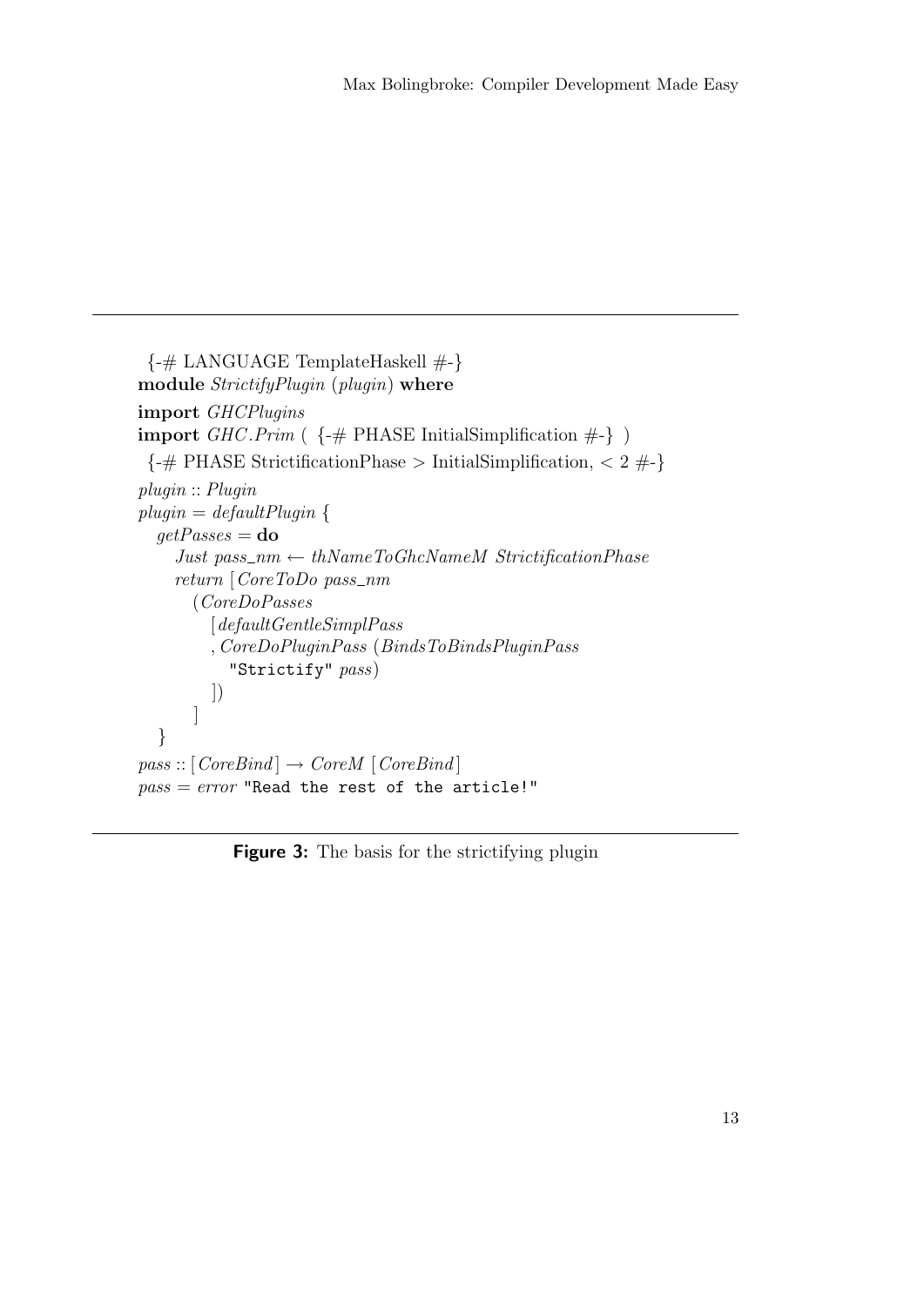```haskell
{-# LANGUAGE TemplateHaskell #-}
module StrictifyPlugin (plugin) where
import GHCPlugins
import GHC.Prim ( {-# PHASE InitialSimplification #-} )
{-# PHASE StrictificationPhase > InitialSimplification, < 2 #-}
plugin :: Plugin
plugin = defaultPlugin {
  getPasses = do
    Just pass_nm <- thNameToGhcNameM StrictificationPhase
    return [CoreToDo pass_nm
      (CoreDoPasses
        [defaultGentleSimplPass
        , CoreDoPluginPass (BindsToBindsPluginPass
          "Strictify" pass)
        ])
      ]
  }
pass :: [CoreBind] -> CoreM [CoreBind]
pass = error "Read the rest of the article!"
```

**Figure 3:** The basis for the strictifying plugin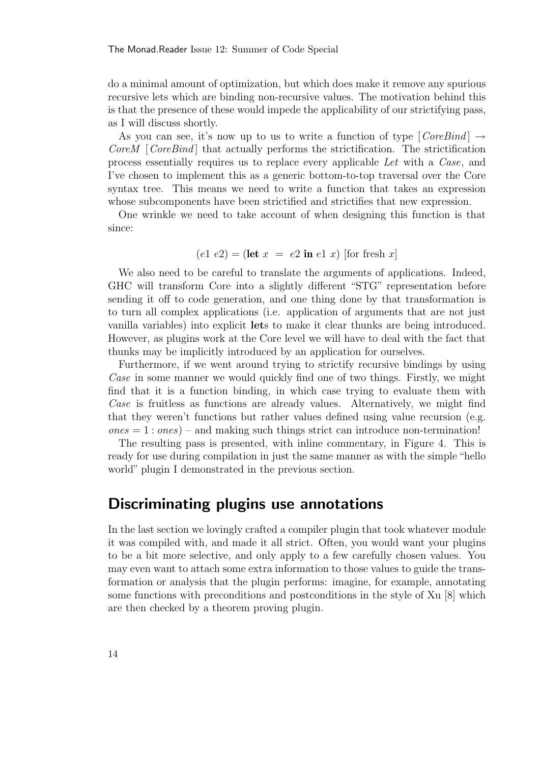do a minimal amount of optimization, but which does make it remove any spurious recursive lets which are binding non-recursive values. The motivation behind this is that the presence of these would impede the applicability of our strictifying pass, as I will discuss shortly.

As you can see, it's now up to us to write a function of type $[\mathit{CoreBind}] \rightarrow \mathit{CoreM}\ [\mathit{CoreBind}]$ that actually performs the strictification. The strictification process essentially requires us to replace every applicable *Let* with a *Case*, and I've chosen to implement this as a generic bottom-to-top traversal over the Core syntax tree. This means we need to write a function that takes an expression whose subcomponents have been strictified and strictifies that new expression.

One wrinkle we need to take account of when designing this function is that since:

$$(e1\ e2) = (\textbf{let}\ x\ =\ e2\ \textbf{in}\ e1\ x)\ \text{[for fresh } x\text{]}$$

We also need to be careful to translate the arguments of applications. Indeed, GHC will transform Core into a slightly different "STG" representation before sending it off to code generation, and one thing done by that transformation is to turn all complex applications (i.e. application of arguments that are not just vanilla variables) into explicit **let**s to make it clear thunks are being introduced. However, as plugins work at the Core level we will have to deal with the fact that thunks may be implicitly introduced by an application for ourselves.

Furthermore, if we went around trying to strictify recursive bindings by using *Case* in some manner we would quickly find one of two things. Firstly, we might find that it is a function binding, in which case trying to evaluate them with *Case* is fruitless as functions are already values. Alternatively, we might find that they weren't functions but rather values defined using value recursion (e.g. $\mathit{ones} = 1 : \mathit{ones}$) – and making such things strict can introduce non-termination!

The resulting pass is presented, with inline commentary, in Figure 4. This is ready for use during compilation in just the same manner as with the simple "hello world" plugin I demonstrated in the previous section.

## Discriminating plugins use annotations

In the last section we lovingly crafted a compiler plugin that took whatever module it was compiled with, and made it all strict. Often, you would want your plugins to be a bit more selective, and only apply to a few carefully chosen values. You may even want to attach some extra information to those values to guide the transformation or analysis that the plugin performs: imagine, for example, annotating some functions with preconditions and postconditions in the style of Xu [8] which are then checked by a theorem proving plugin.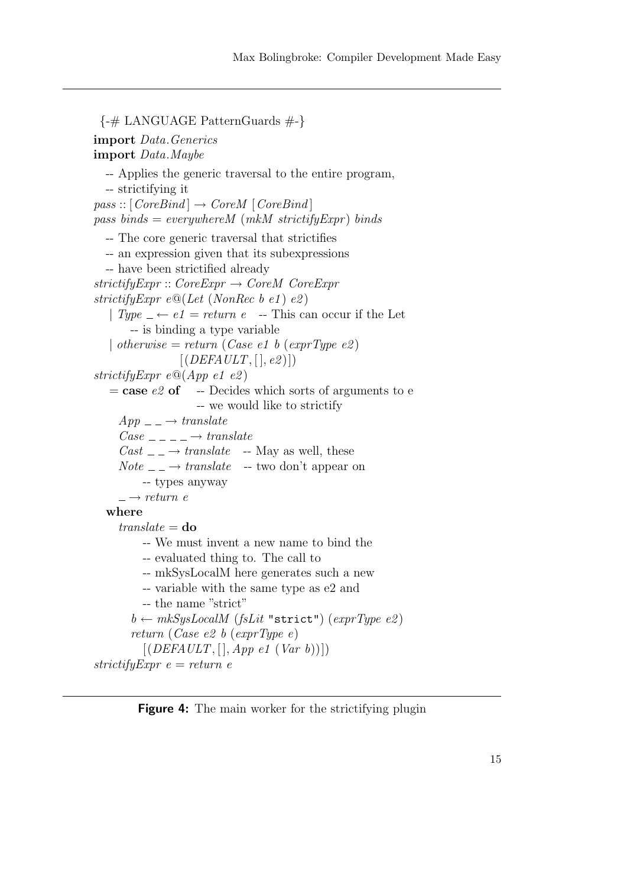```haskell
{-# LANGUAGE PatternGuards #-}
import Data.Generics
import Data.Maybe

  -- Applies the generic traversal to the entire program,
  -- strictifying it
pass :: [CoreBind] -> CoreM [CoreBind]
pass binds = everywhereM (mkM strictifyExpr) binds

  -- The core generic traversal that strictifies
  -- an expression given that its subexpressions
  -- have been strictified already
strictifyExpr :: CoreExpr -> CoreM CoreExpr
strictifyExpr e@(Let (NonRec b e1) e2)
  | Type _ <- e1 = return e   -- This can occur if the Let
      -- is binding a type variable
  | otherwise = return (Case e1 b (exprType e2)
                  [(DEFAULT, [], e2)])
strictifyExpr e@(App e1 e2)
  = case e2 of    -- Decides which sorts of arguments to e
                  -- we would like to strictify
    App _ _ -> translate
    Case _ _ _ _ -> translate
    Cast _ _ -> translate   -- May as well, these
    Note _ _ -> translate   -- two don't appear on
        -- types anyway
    _ -> return e
  where
    translate = do
        -- We must invent a new name to bind the
        -- evaluated thing to. The call to
        -- mkSysLocalM here generates such a new
        -- variable with the same type as e2 and
        -- the name "strict"
      b <- mkSysLocalM (fsLit "strict") (exprType e2)
      return (Case e2 b (exprType e)
        [(DEFAULT, [], App e1 (Var b))])
strictifyExpr e = return e
```

**Figure 4:** The main worker for the strictifying plugin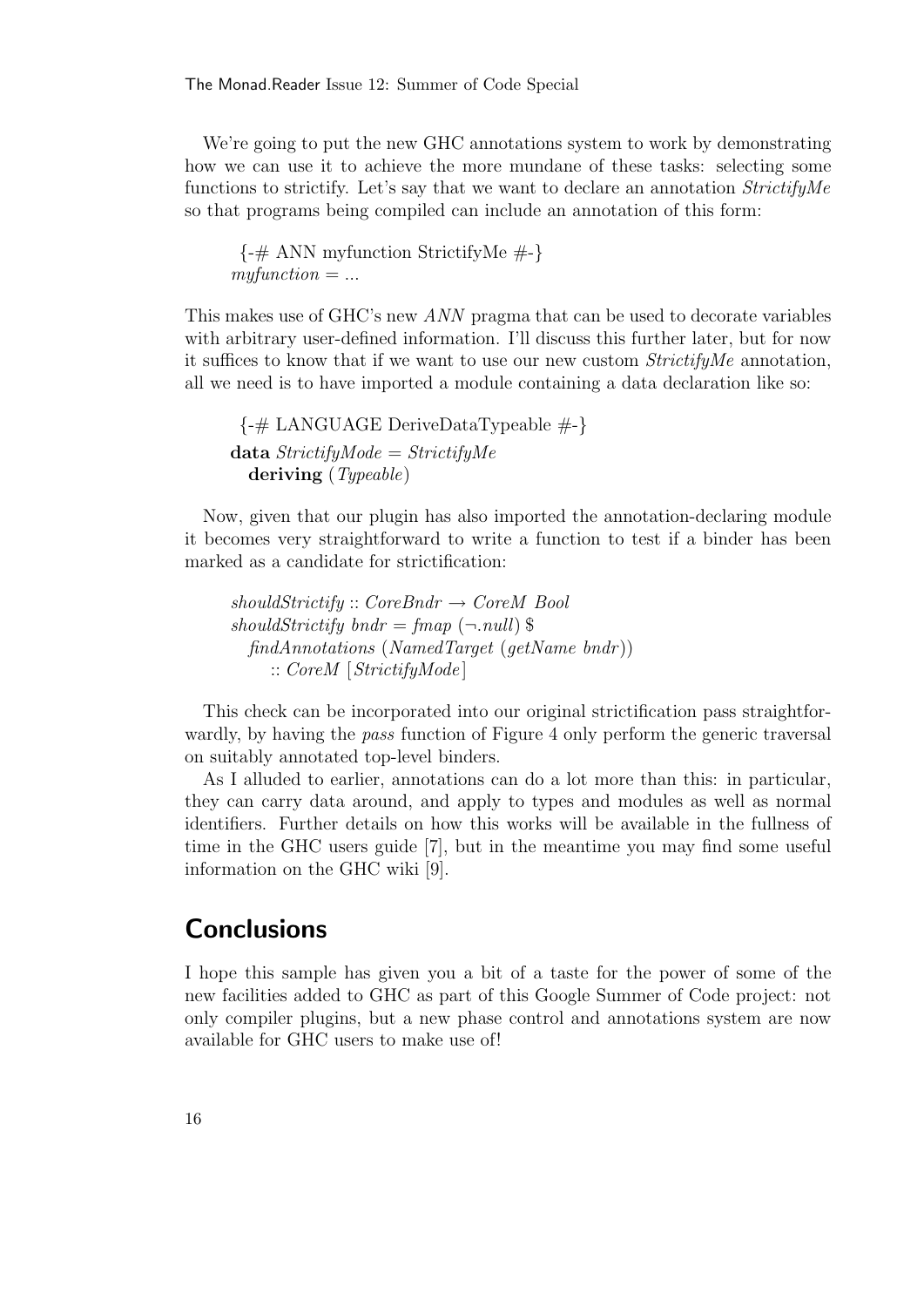We're going to put the new GHC annotations system to work by demonstrating how we can use it to achieve the more mundane of these tasks: selecting some functions to strictify. Let's say that we want to declare an annotation *StrictifyMe* so that programs being compiled can include an annotation of this form:

```
{-# ANN myfunction StrictifyMe #-}
myfunction = ...
```

This makes use of GHC's new *ANN* pragma that can be used to decorate variables with arbitrary user-defined information. I'll discuss this further later, but for now it suffices to know that if we want to use our new custom *StrictifyMe* annotation, all we need is to have imported a module containing a data declaration like so:

```
{-# LANGUAGE DeriveDataTypeable #-}
data StrictifyMode = StrictifyMe
  deriving (Typeable)
```

Now, given that our plugin has also imported the annotation-declaring module it becomes very straightforward to write a function to test if a binder has been marked as a candidate for strictification:

```
shouldStrictify :: CoreBndr → CoreM Bool
shouldStrictify bndr = fmap (¬.null) $
  findAnnotations (NamedTarget (getName bndr))
    :: CoreM [StrictifyMode]
```

This check can be incorporated into our original strictification pass straightforwardly, by having the *pass* function of Figure 4 only perform the generic traversal on suitably annotated top-level binders.

As I alluded to earlier, annotations can do a lot more than this: in particular, they can carry data around, and apply to types and modules as well as normal identifiers. Further details on how this works will be available in the fullness of time in the GHC users guide [7], but in the meantime you may find some useful information on the GHC wiki [9].

## Conclusions

I hope this sample has given you a bit of a taste for the power of some of the new facilities added to GHC as part of this Google Summer of Code project: not only compiler plugins, but a new phase control and annotations system are now available for GHC users to make use of!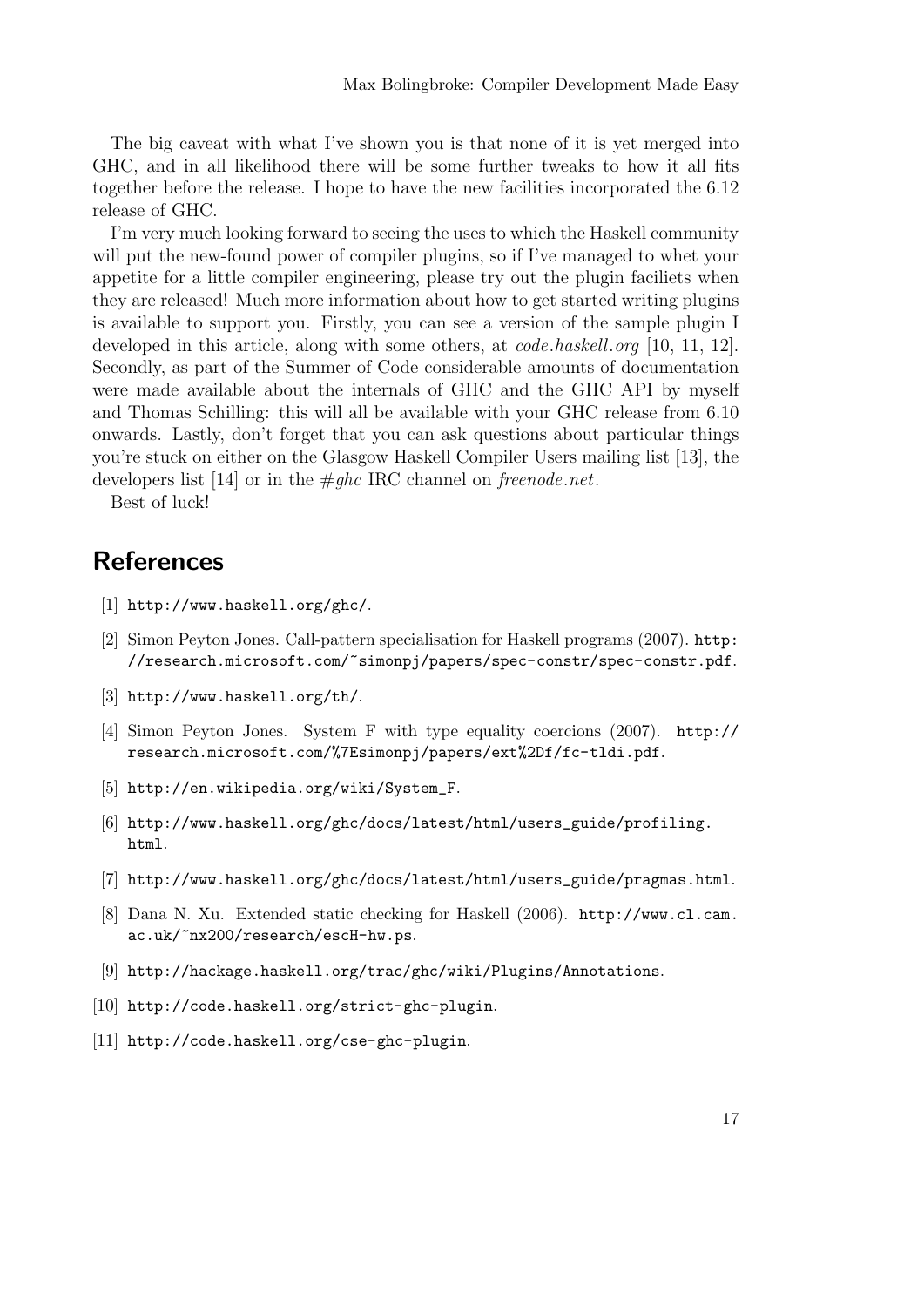The big caveat with what I've shown you is that none of it is yet merged into GHC, and in all likelihood there will be some further tweaks to how it all fits together before the release. I hope to have the new facilities incorporated the 6.12 release of GHC.

I'm very much looking forward to seeing the uses to which the Haskell community will put the new-found power of compiler plugins, so if I've managed to whet your appetite for a little compiler engineering, please try out the plugin faciliets when they are released! Much more information about how to get started writing plugins is available to support you. Firstly, you can see a version of the sample plugin I developed in this article, along with some others, at *code.haskell.org* [10, 11, 12]. Secondly, as part of the Summer of Code considerable amounts of documentation were made available about the internals of GHC and the GHC API by myself and Thomas Schilling: this will all be available with your GHC release from 6.10 onwards. Lastly, don't forget that you can ask questions about particular things you're stuck on either on the Glasgow Haskell Compiler Users mailing list [13], the developers list [14] or in the *#ghc* IRC channel on *freenode.net*.

Best of luck!

## References

[1] `http://www.haskell.org/ghc/`.

[2] Simon Peyton Jones. Call-pattern specialisation for Haskell programs (2007). `http://research.microsoft.com/~simonpj/papers/spec-constr/spec-constr.pdf`.

[3] `http://www.haskell.org/th/`.

[4] Simon Peyton Jones. System F with type equality coercions (2007). `http://research.microsoft.com/%7Esimonpj/papers/ext%2Df/fc-tldi.pdf`.

[5] `http://en.wikipedia.org/wiki/System_F`.

[6] `http://www.haskell.org/ghc/docs/latest/html/users_guide/profiling.html`.

[7] `http://www.haskell.org/ghc/docs/latest/html/users_guide/pragmas.html`.

[8] Dana N. Xu. Extended static checking for Haskell (2006). `http://www.cl.cam.ac.uk/~nx200/research/escH-hw.ps`.

[9] `http://hackage.haskell.org/trac/ghc/wiki/Plugins/Annotations`.

[10] `http://code.haskell.org/strict-ghc-plugin`.

[11] `http://code.haskell.org/cse-ghc-plugin`.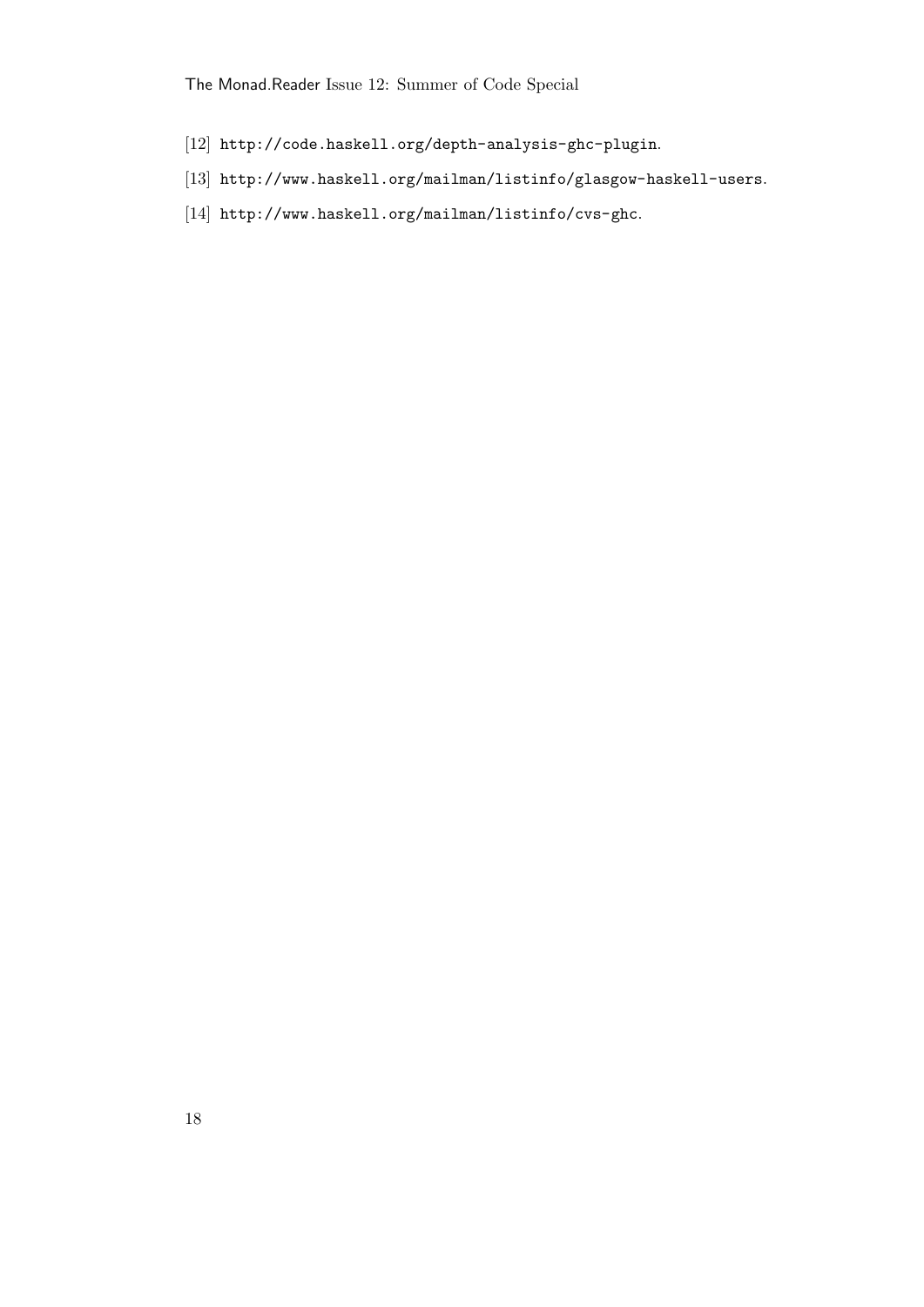[12] http://code.haskell.org/depth-analysis-ghc-plugin.

[13] http://www.haskell.org/mailman/listinfo/glasgow-haskell-users.

[14] http://www.haskell.org/mailman/listinfo/cvs-ghc.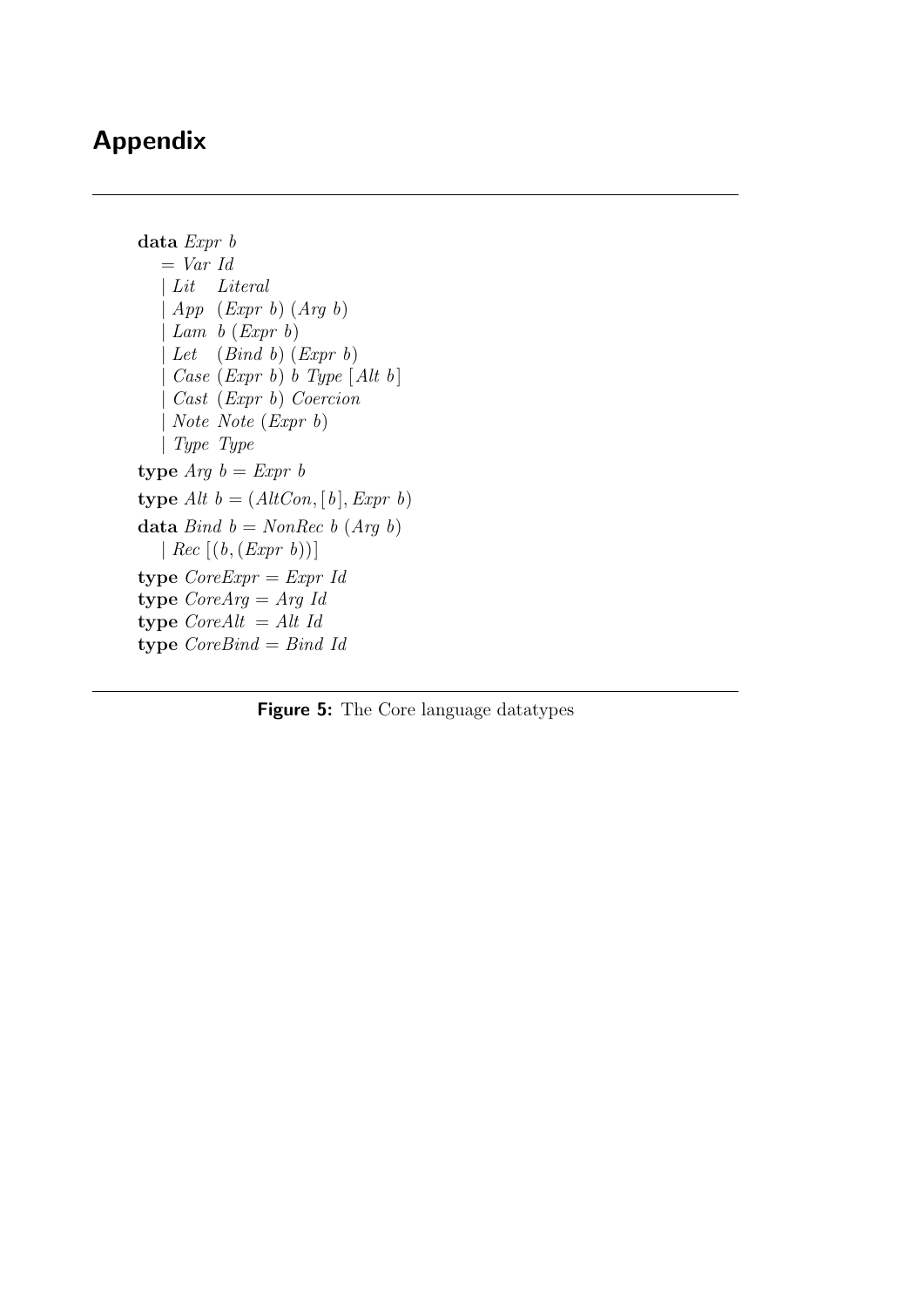# Appendix

```haskell
data Expr b
  = Var Id
  | Lit   Literal
  | App   (Expr b) (Arg b)
  | Lam  b (Expr b)
  | Let   (Bind b) (Expr b)
  | Case (Expr b) b Type [Alt b]
  | Cast (Expr b) Coercion
  | Note Note (Expr b)
  | Type Type
type Arg b = Expr b
type Alt b = (AltCon, [b], Expr b)
data Bind b = NonRec b (Arg b)
  | Rec [(b, (Expr b))]
type CoreExpr = Expr Id
type CoreArg = Arg Id
type CoreAlt  = Alt Id
type CoreBind = Bind Id
```

**Figure 5:** The Core language datatypes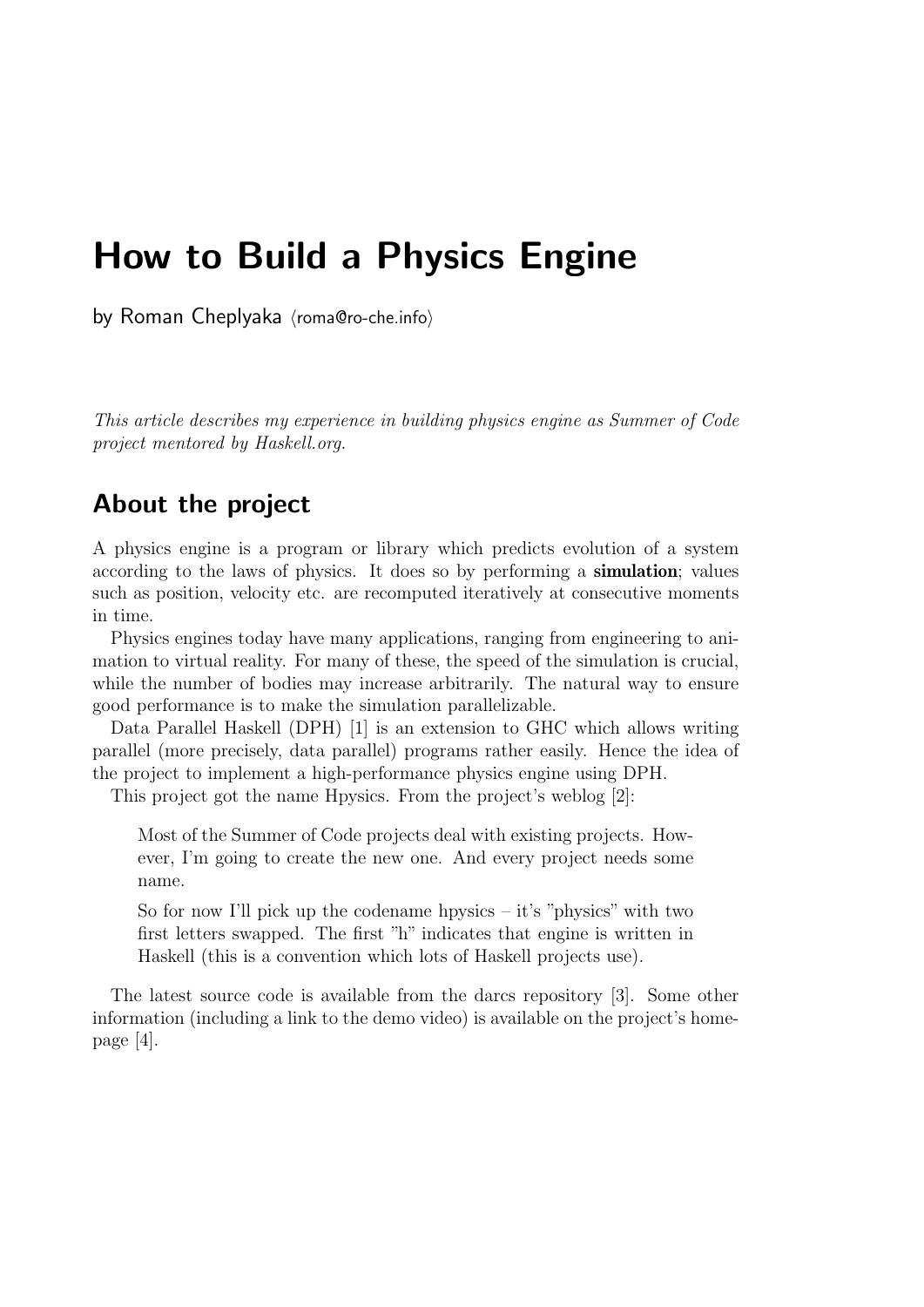# How to Build a Physics Engine

by Roman Cheplyaka ⟨roma@ro-che.info⟩

*This article describes my experience in building physics engine as Summer of Code project mentored by Haskell.org.*

## About the project

A physics engine is a program or library which predicts evolution of a system according to the laws of physics. It does so by performing a **simulation**; values such as position, velocity etc. are recomputed iteratively at consecutive moments in time.

Physics engines today have many applications, ranging from engineering to animation to virtual reality. For many of these, the speed of the simulation is crucial, while the number of bodies may increase arbitrarily. The natural way to ensure good performance is to make the simulation parallelizable.

Data Parallel Haskell (DPH) [1] is an extension to GHC which allows writing parallel (more precisely, data parallel) programs rather easily. Hence the idea of the project to implement a high-performance physics engine using DPH.

This project got the name Hpysics. From the project's weblog [2]:

> Most of the Summer of Code projects deal with existing projects. However, I'm going to create the new one. And every project needs some name.
>
> So for now I'll pick up the codename hpysics – it's "physics" with two first letters swapped. The first "h" indicates that engine is written in Haskell (this is a convention which lots of Haskell projects use).

The latest source code is available from the darcs repository [3]. Some other information (including a link to the demo video) is available on the project's homepage [4].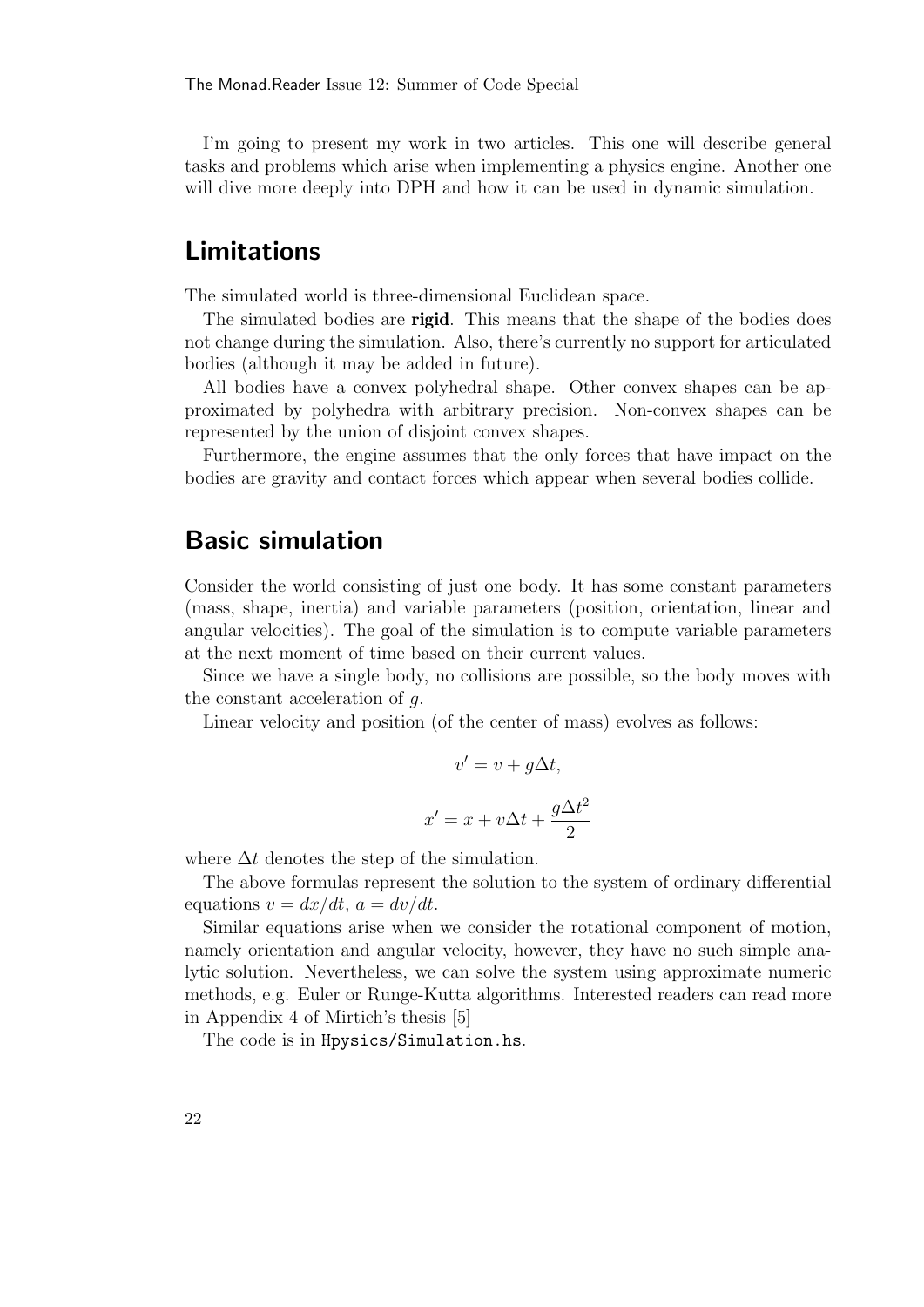I'm going to present my work in two articles. This one will describe general tasks and problems which arise when implementing a physics engine. Another one will dive more deeply into DPH and how it can be used in dynamic simulation.

## Limitations

The simulated world is three-dimensional Euclidean space.

The simulated bodies are **rigid**. This means that the shape of the bodies does not change during the simulation. Also, there's currently no support for articulated bodies (although it may be added in future).

All bodies have a convex polyhedral shape. Other convex shapes can be approximated by polyhedra with arbitrary precision. Non-convex shapes can be represented by the union of disjoint convex shapes.

Furthermore, the engine assumes that the only forces that have impact on the bodies are gravity and contact forces which appear when several bodies collide.

## Basic simulation

Consider the world consisting of just one body. It has some constant parameters (mass, shape, inertia) and variable parameters (position, orientation, linear and angular velocities). The goal of the simulation is to compute variable parameters at the next moment of time based on their current values.

Since we have a single body, no collisions are possible, so the body moves with the constant acceleration of $g$.

Linear velocity and position (of the center of mass) evolves as follows:

$$v' = v + g\Delta t,$$

$$x' = x + v\Delta t + \frac{g\Delta t^2}{2}$$

where $\Delta t$ denotes the step of the simulation.

The above formulas represent the solution to the system of ordinary differential equations $v = dx/dt$, $a = dv/dt$.

Similar equations arise when we consider the rotational component of motion, namely orientation and angular velocity, however, they have no such simple analytic solution. Nevertheless, we can solve the system using approximate numeric methods, e.g. Euler or Runge-Kutta algorithms. Interested readers can read more in Appendix 4 of Mirtich's thesis [5]

The code is in `Hpysics/Simulation.hs`.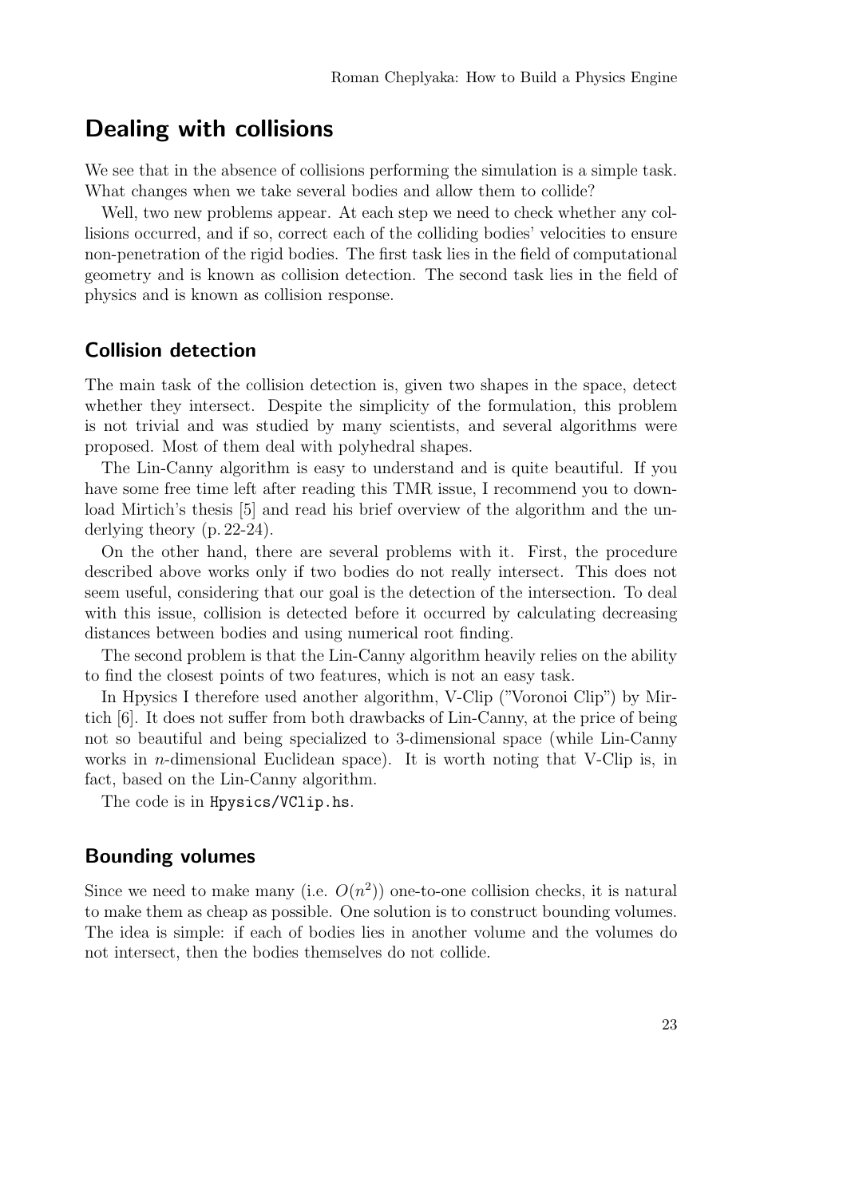## Dealing with collisions

We see that in the absence of collisions performing the simulation is a simple task. What changes when we take several bodies and allow them to collide?

Well, two new problems appear. At each step we need to check whether any collisions occurred, and if so, correct each of the colliding bodies' velocities to ensure non-penetration of the rigid bodies. The first task lies in the field of computational geometry and is known as collision detection. The second task lies in the field of physics and is known as collision response.

### Collision detection

The main task of the collision detection is, given two shapes in the space, detect whether they intersect. Despite the simplicity of the formulation, this problem is not trivial and was studied by many scientists, and several algorithms were proposed. Most of them deal with polyhedral shapes.

The Lin-Canny algorithm is easy to understand and is quite beautiful. If you have some free time left after reading this TMR issue, I recommend you to download Mirtich's thesis [5] and read his brief overview of the algorithm and the underlying theory (p. 22-24).

On the other hand, there are several problems with it. First, the procedure described above works only if two bodies do not really intersect. This does not seem useful, considering that our goal is the detection of the intersection. To deal with this issue, collision is detected before it occurred by calculating decreasing distances between bodies and using numerical root finding.

The second problem is that the Lin-Canny algorithm heavily relies on the ability to find the closest points of two features, which is not an easy task.

In Hpysics I therefore used another algorithm, V-Clip ("Voronoi Clip") by Mirtich [6]. It does not suffer from both drawbacks of Lin-Canny, at the price of being not so beautiful and being specialized to 3-dimensional space (while Lin-Canny works in $n$-dimensional Euclidean space). It is worth noting that V-Clip is, in fact, based on the Lin-Canny algorithm.

The code is in `Hpysics/VClip.hs`.

### Bounding volumes

Since we need to make many (i.e. $O(n^2)$) one-to-one collision checks, it is natural to make them as cheap as possible. One solution is to construct bounding volumes. The idea is simple: if each of bodies lies in another volume and the volumes do not intersect, then the bodies themselves do not collide.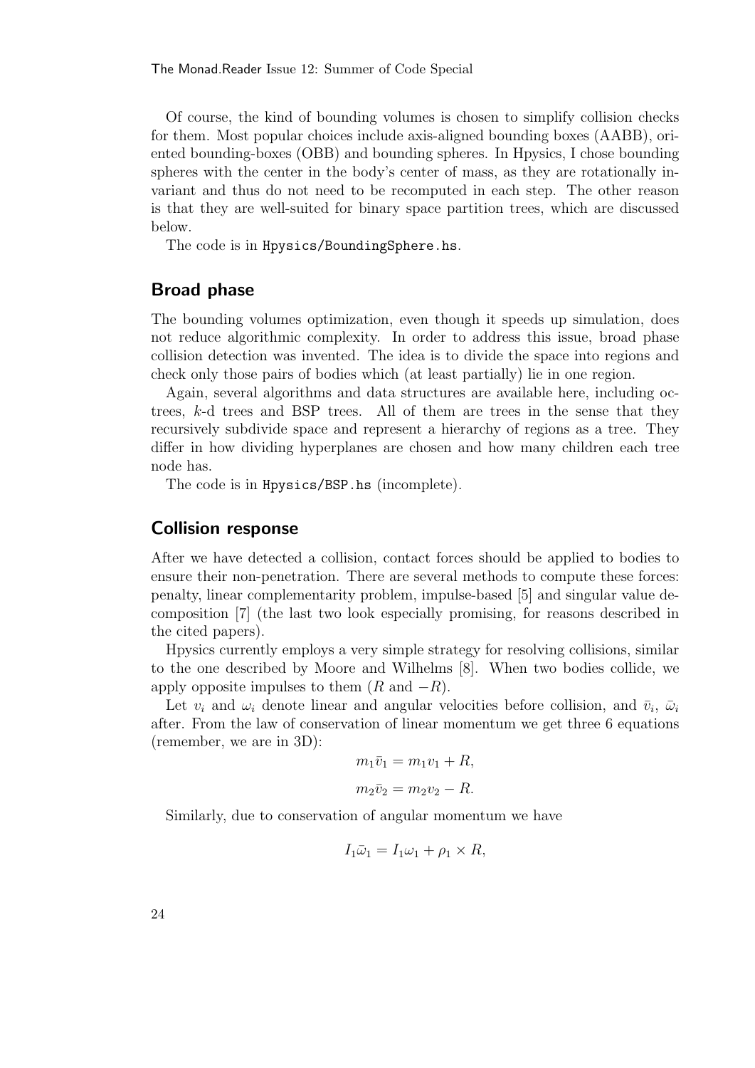Of course, the kind of bounding volumes is chosen to simplify collision checks for them. Most popular choices include axis-aligned bounding boxes (AABB), oriented bounding-boxes (OBB) and bounding spheres. In Hpysics, I chose bounding spheres with the center in the body's center of mass, as they are rotationally invariant and thus do not need to be recomputed in each step. The other reason is that they are well-suited for binary space partition trees, which are discussed below.

The code is in `Hpysics/BoundingSphere.hs`.

## Broad phase

The bounding volumes optimization, even though it speeds up simulation, does not reduce algorithmic complexity. In order to address this issue, broad phase collision detection was invented. The idea is to divide the space into regions and check only those pairs of bodies which (at least partially) lie in one region.

Again, several algorithms and data structures are available here, including octrees, $k$-d trees and BSP trees. All of them are trees in the sense that they recursively subdivide space and represent a hierarchy of regions as a tree. They differ in how dividing hyperplanes are chosen and how many children each tree node has.

The code is in `Hpysics/BSP.hs` (incomplete).

## Collision response

After we have detected a collision, contact forces should be applied to bodies to ensure their non-penetration. There are several methods to compute these forces: penalty, linear complementarity problem, impulse-based [5] and singular value decomposition [7] (the last two look especially promising, for reasons described in the cited papers).

Hpysics currently employs a very simple strategy for resolving collisions, similar to the one described by Moore and Wilhelms [8]. When two bodies collide, we apply opposite impulses to them ($R$ and $-R$).

Let $v_i$ and $\omega_i$ denote linear and angular velocities before collision, and $\bar{v}_i$, $\bar{\omega}_i$ after. From the law of conservation of linear momentum we get three 6 equations (remember, we are in 3D):

$$m_1\bar{v}_1 = m_1 v_1 + R,$$

$$m_2\bar{v}_2 = m_2 v_2 - R.$$

Similarly, due to conservation of angular momentum we have

$$I_1\bar{\omega}_1 = I_1\omega_1 + \rho_1 \times R,$$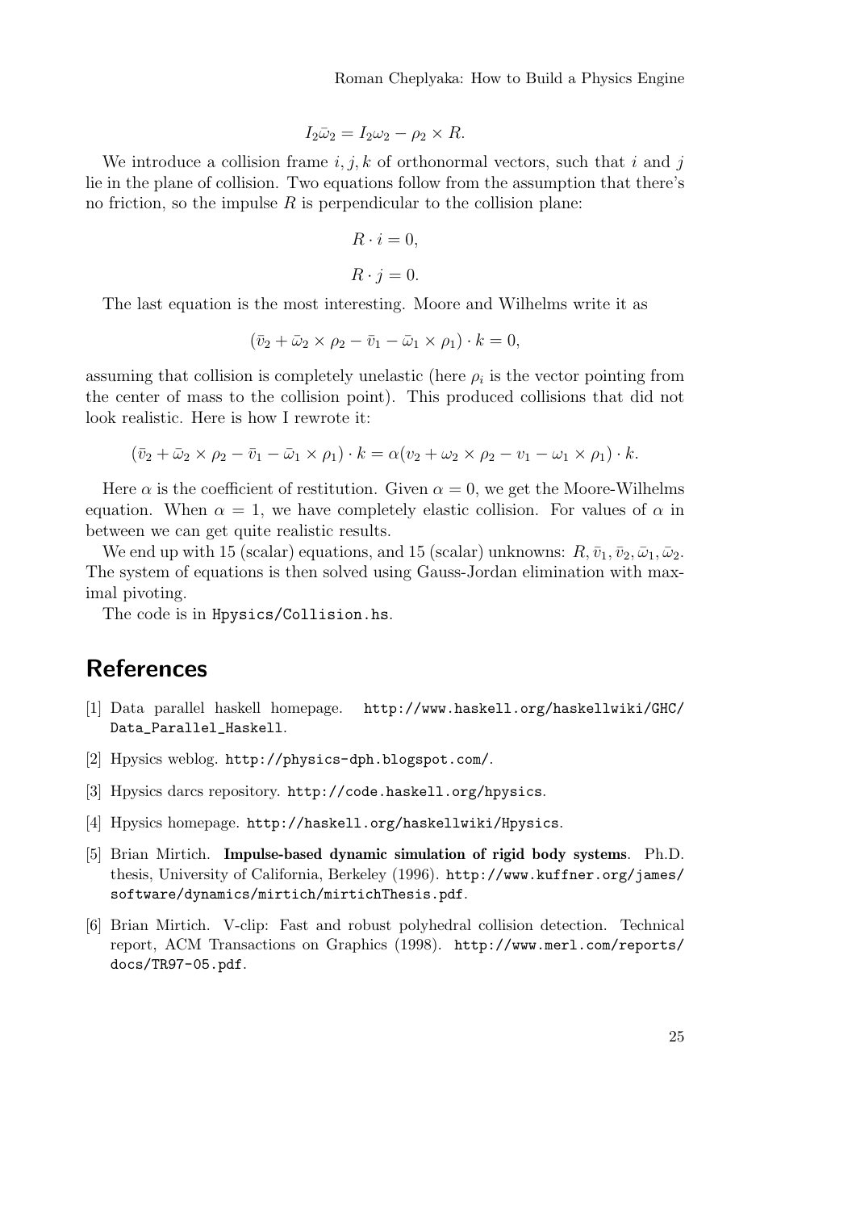$$I_2\bar{\omega}_2 = I_2\omega_2 - \rho_2 \times R.$$

We introduce a collision frame $i, j, k$ of orthonormal vectors, such that $i$ and $j$ lie in the plane of collision. Two equations follow from the assumption that there's no friction, so the impulse $R$ is perpendicular to the collision plane:

$$R \cdot i = 0,$$

$$R \cdot j = 0.$$

The last equation is the most interesting. Moore and Wilhelms write it as

$$(\bar{v}_2 + \bar{\omega}_2 \times \rho_2 - \bar{v}_1 - \bar{\omega}_1 \times \rho_1) \cdot k = 0,$$

assuming that collision is completely unelastic (here $\rho_i$ is the vector pointing from the center of mass to the collision point). This produced collisions that did not look realistic. Here is how I rewrote it:

$$(\bar{v}_2 + \bar{\omega}_2 \times \rho_2 - \bar{v}_1 - \bar{\omega}_1 \times \rho_1) \cdot k = \alpha(v_2 + \omega_2 \times \rho_2 - v_1 - \omega_1 \times \rho_1) \cdot k.$$

Here $\alpha$ is the coefficient of restitution. Given $\alpha = 0$, we get the Moore-Wilhelms equation. When $\alpha = 1$, we have completely elastic collision. For values of $\alpha$ in between we can get quite realistic results.

We end up with 15 (scalar) equations, and 15 (scalar) unknowns: $R, \bar{v}_1, \bar{v}_2, \bar{\omega}_1, \bar{\omega}_2$. The system of equations is then solved using Gauss-Jordan elimination with maximal pivoting.

The code is in `Hpysics/Collision.hs`.

## References

[1] Data parallel haskell homepage. `http://www.haskell.org/haskellwiki/GHC/Data_Parallel_Haskell`.

[2] Hpysics weblog. `http://physics-dph.blogspot.com/`.

[3] Hpysics darcs repository. `http://code.haskell.org/hpysics`.

[4] Hpysics homepage. `http://haskell.org/haskellwiki/Hpysics`.

[5] Brian Mirtich. **Impulse-based dynamic simulation of rigid body systems**. Ph.D. thesis, University of California, Berkeley (1996). `http://www.kuffner.org/james/software/dynamics/mirtich/mirtichThesis.pdf`.

[6] Brian Mirtich. V-clip: Fast and robust polyhedral collision detection. Technical report, ACM Transactions on Graphics (1998). `http://www.merl.com/reports/docs/TR97-05.pdf`.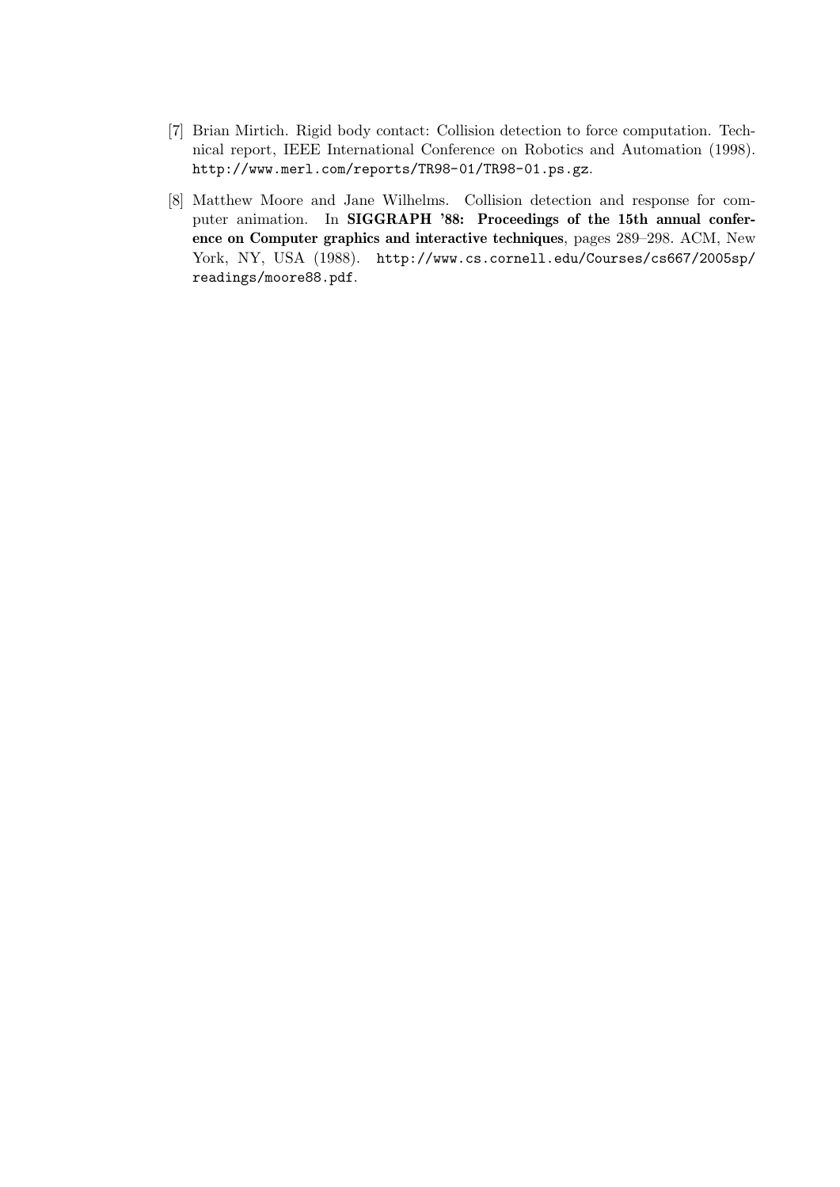[7] Brian Mirtich. Rigid body contact: Collision detection to force computation. Technical report, IEEE International Conference on Robotics and Automation (1998). `http://www.merl.com/reports/TR98-01/TR98-01.ps.gz`.

[8] Matthew Moore and Jane Wilhelms. Collision detection and response for computer animation. In **SIGGRAPH '88: Proceedings of the 15th annual conference on Computer graphics and interactive techniques**, pages 289–298. ACM, New York, NY, USA (1988). `http://www.cs.cornell.edu/Courses/cs667/2005sp/readings/moore88.pdf`.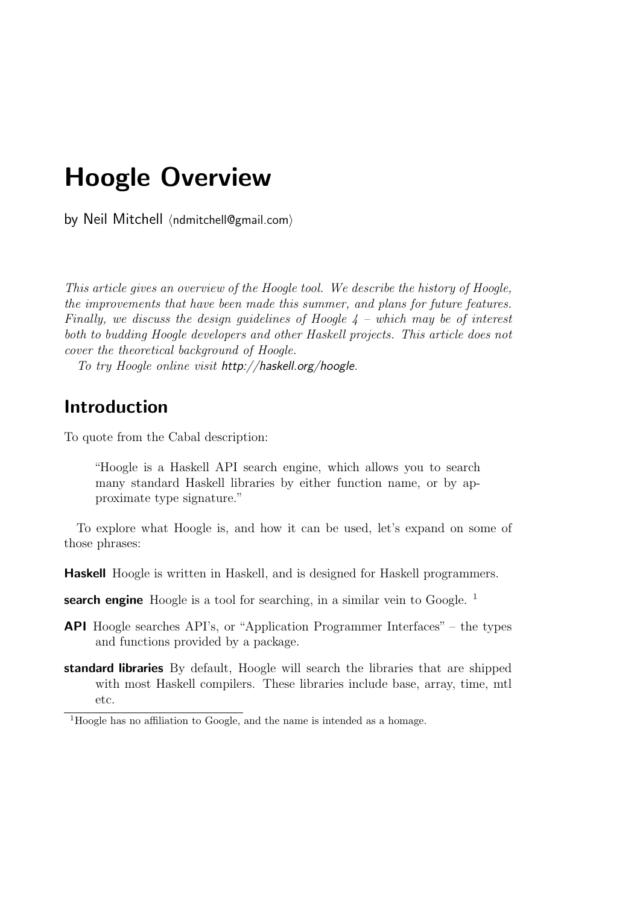# Hoogle Overview

by Neil Mitchell ⟨ndmitchell@gmail.com⟩

*This article gives an overview of the Hoogle tool. We describe the history of Hoogle, the improvements that have been made this summer, and plans for future features. Finally, we discuss the design guidelines of Hoogle 4 – which may be of interest both to budding Hoogle developers and other Haskell projects. This article does not cover the theoretical background of Hoogle.*

*To try Hoogle online visit* http://haskell.org/hoogle.

## Introduction

To quote from the Cabal description:

> "Hoogle is a Haskell API search engine, which allows you to search many standard Haskell libraries by either function name, or by approximate type signature."

To explore what Hoogle is, and how it can be used, let's expand on some of those phrases:

**Haskell** Hoogle is written in Haskell, and is designed for Haskell programmers.

**search engine** Hoogle is a tool for searching, in a similar vein to Google. [1]

**API** Hoogle searches API's, or "Application Programmer Interfaces" – the types and functions provided by a package.

**standard libraries** By default, Hoogle will search the libraries that are shipped with most Haskell compilers. These libraries include base, array, time, mtl etc.

[1] Hoogle has no affiliation to Google, and the name is intended as a homage.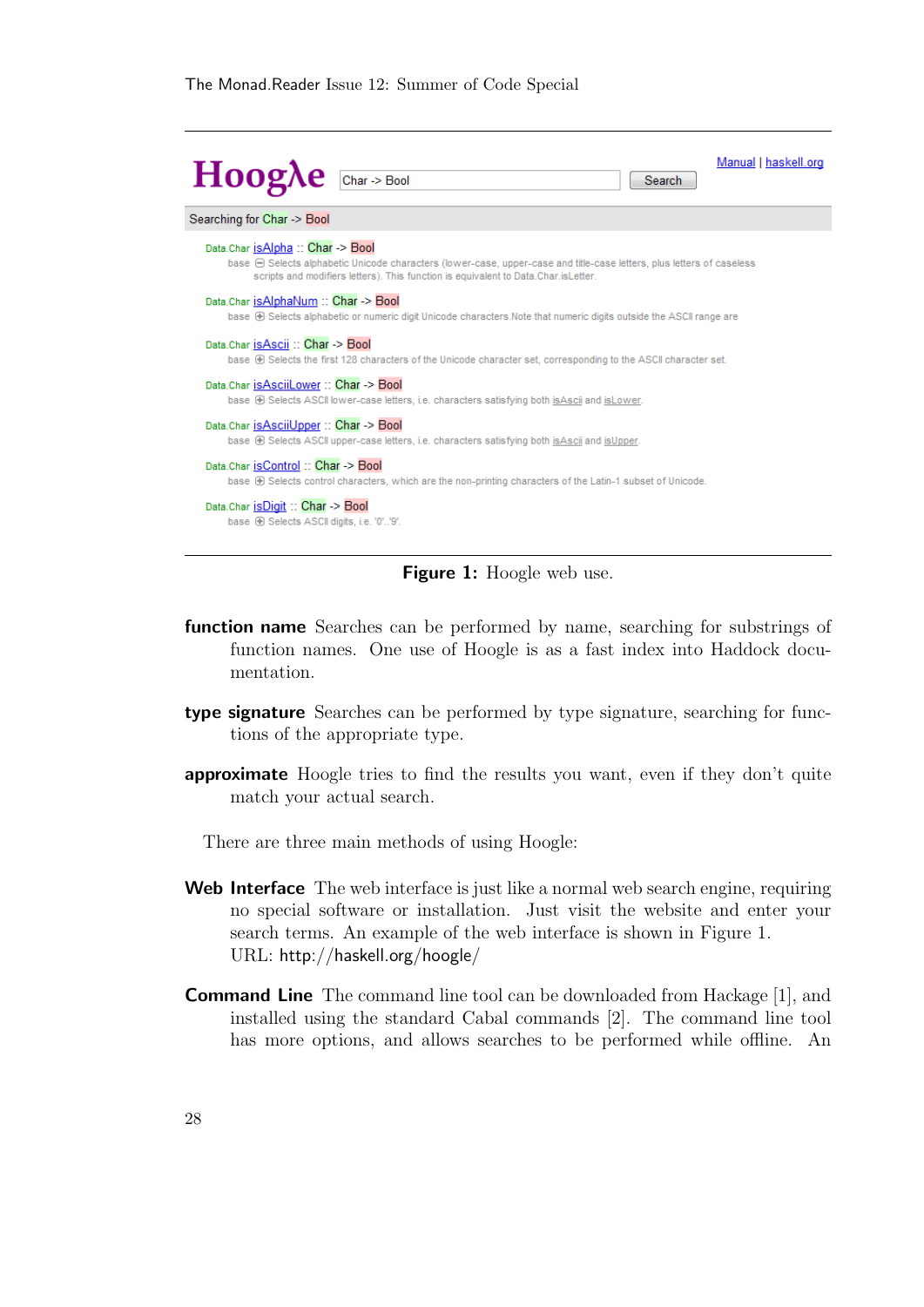Hoogλe | Char -> Bool | Search | Manual | haskell.org

Searching for Char -> Bool

Data.Char isAlpha :: Char -> Bool
base ⊟ Selects alphabetic Unicode characters (lower-case, upper-case and title-case letters, plus letters of caseless scripts and modifiers letters). This function is equivalent to Data.Char.isLetter.

Data.Char isAlphaNum :: Char -> Bool
base ⊞ Selects alphabetic or numeric digit Unicode characters.Note that numeric digits outside the ASCII range are

Data.Char isAscii :: Char -> Bool
base ⊞ Selects the first 128 characters of the Unicode character set, corresponding to the ASCII character set.

Data.Char isAsciiLower :: Char -> Bool
base ⊞ Selects ASCII lower-case letters, i.e. characters satisfying both isAscii and isLower.

Data.Char isAsciiUpper :: Char -> Bool
base ⊞ Selects ASCII upper-case letters, i.e. characters satisfying both isAscii and isUpper.

Data.Char isControl :: Char -> Bool
base ⊞ Selects control characters, which are the non-printing characters of the Latin-1 subset of Unicode.

Data.Char isDigit :: Char -> Bool
base ⊞ Selects ASCII digits, i.e. '0'..'9'.

**Figure 1:** Hoogle web use.

**function name** Searches can be performed by name, searching for substrings of function names. One use of Hoogle is as a fast index into Haddock documentation.

**type signature** Searches can be performed by type signature, searching for functions of the appropriate type.

**approximate** Hoogle tries to find the results you want, even if they don't quite match your actual search.

There are three main methods of using Hoogle:

**Web Interface** The web interface is just like a normal web search engine, requiring no special software or installation. Just visit the website and enter your search terms. An example of the web interface is shown in Figure 1.
URL: http://haskell.org/hoogle/

**Command Line** The command line tool can be downloaded from Hackage [1], and installed using the standard Cabal commands [2]. The command line tool has more options, and allows searches to be performed while offline. An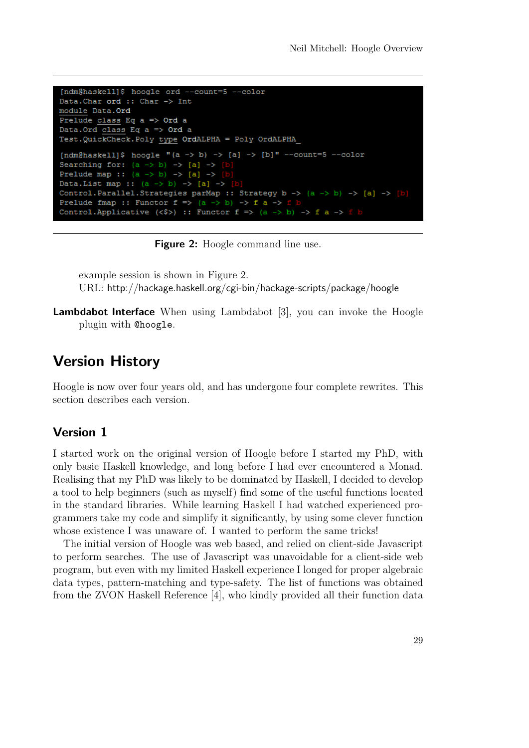```
[ndm@haskell]$ hoogle ord --count=5 --color
Data.Char ord :: Char -> Int
module Data.Ord
Prelude class Eq a => Ord a
Data.Ord class Eq a => Ord a
Test.QuickCheck.Poly type OrdALPHA = Poly OrdALPHA_

[ndm@haskell]$ hoogle "(a -> b) -> [a] -> [b]" --count=5 --color
Searching for: (a -> b) -> [a] -> [b]
Prelude map :: (a -> b) -> [a] -> [b]
Data.List map :: (a -> b) -> [a] -> [b]
Control.Parallel.Strategies parMap :: Strategy b -> (a -> b) -> [a] -> [b]
Prelude fmap :: Functor f => (a -> b) -> f a -> f b
Control.Applicative (<$>) :: Functor f => (a -> b) -> f a -> f b
```

**Figure 2:** Hoogle command line use.

example session is shown in Figure 2.
URL: http://hackage.haskell.org/cgi-bin/hackage-scripts/package/hoogle

**Lambdabot Interface** When using Lambdabot [3], you can invoke the Hoogle plugin with `@hoogle`.

## Version History

Hoogle is now over four years old, and has undergone four complete rewrites. This section describes each version.

### Version 1

I started work on the original version of Hoogle before I started my PhD, with only basic Haskell knowledge, and long before I had ever encountered a Monad. Realising that my PhD was likely to be dominated by Haskell, I decided to develop a tool to help beginners (such as myself) find some of the useful functions located in the standard libraries. While learning Haskell I had watched experienced programmers take my code and simplify it significantly, by using some clever function whose existence I was unaware of. I wanted to perform the same tricks!

The initial version of Hoogle was web based, and relied on client-side Javascript to perform searches. The use of Javascript was unavoidable for a client-side web program, but even with my limited Haskell experience I longed for proper algebraic data types, pattern-matching and type-safety. The list of functions was obtained from the ZVON Haskell Reference [4], who kindly provided all their function data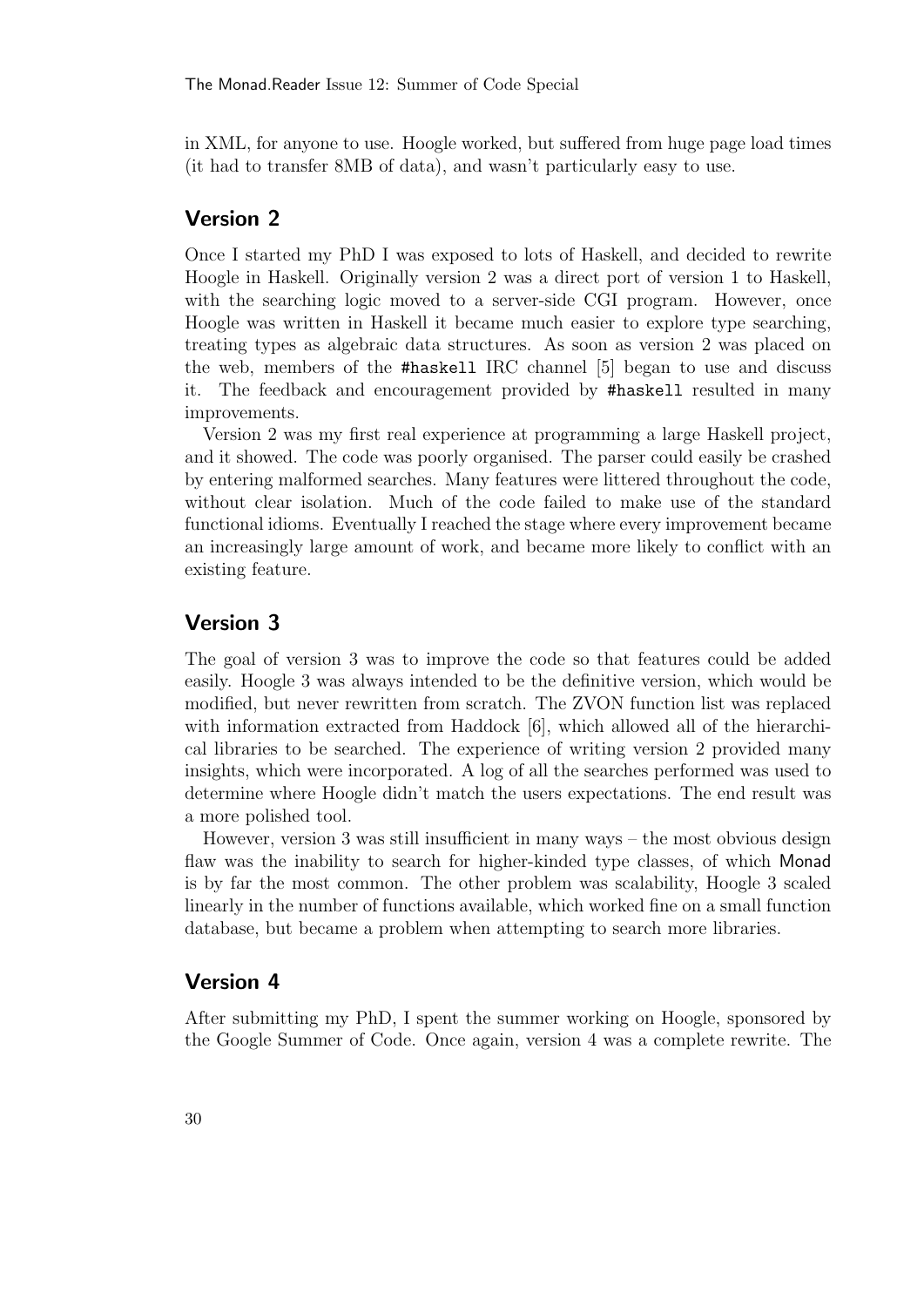in XML, for anyone to use. Hoogle worked, but suffered from huge page load times (it had to transfer 8MB of data), and wasn't particularly easy to use.

## Version 2

Once I started my PhD I was exposed to lots of Haskell, and decided to rewrite Hoogle in Haskell. Originally version 2 was a direct port of version 1 to Haskell, with the searching logic moved to a server-side CGI program. However, once Hoogle was written in Haskell it became much easier to explore type searching, treating types as algebraic data structures. As soon as version 2 was placed on the web, members of the `#haskell` IRC channel [5] began to use and discuss it. The feedback and encouragement provided by `#haskell` resulted in many improvements.

Version 2 was my first real experience at programming a large Haskell project, and it showed. The code was poorly organised. The parser could easily be crashed by entering malformed searches. Many features were littered throughout the code, without clear isolation. Much of the code failed to make use of the standard functional idioms. Eventually I reached the stage where every improvement became an increasingly large amount of work, and became more likely to conflict with an existing feature.

## Version 3

The goal of version 3 was to improve the code so that features could be added easily. Hoogle 3 was always intended to be the definitive version, which would be modified, but never rewritten from scratch. The ZVON function list was replaced with information extracted from Haddock [6], which allowed all of the hierarchical libraries to be searched. The experience of writing version 2 provided many insights, which were incorporated. A log of all the searches performed was used to determine where Hoogle didn't match the users expectations. The end result was a more polished tool.

However, version 3 was still insufficient in many ways – the most obvious design flaw was the inability to search for higher-kinded type classes, of which Monad is by far the most common. The other problem was scalability, Hoogle 3 scaled linearly in the number of functions available, which worked fine on a small function database, but became a problem when attempting to search more libraries.

## Version 4

After submitting my PhD, I spent the summer working on Hoogle, sponsored by the Google Summer of Code. Once again, version 4 was a complete rewrite. The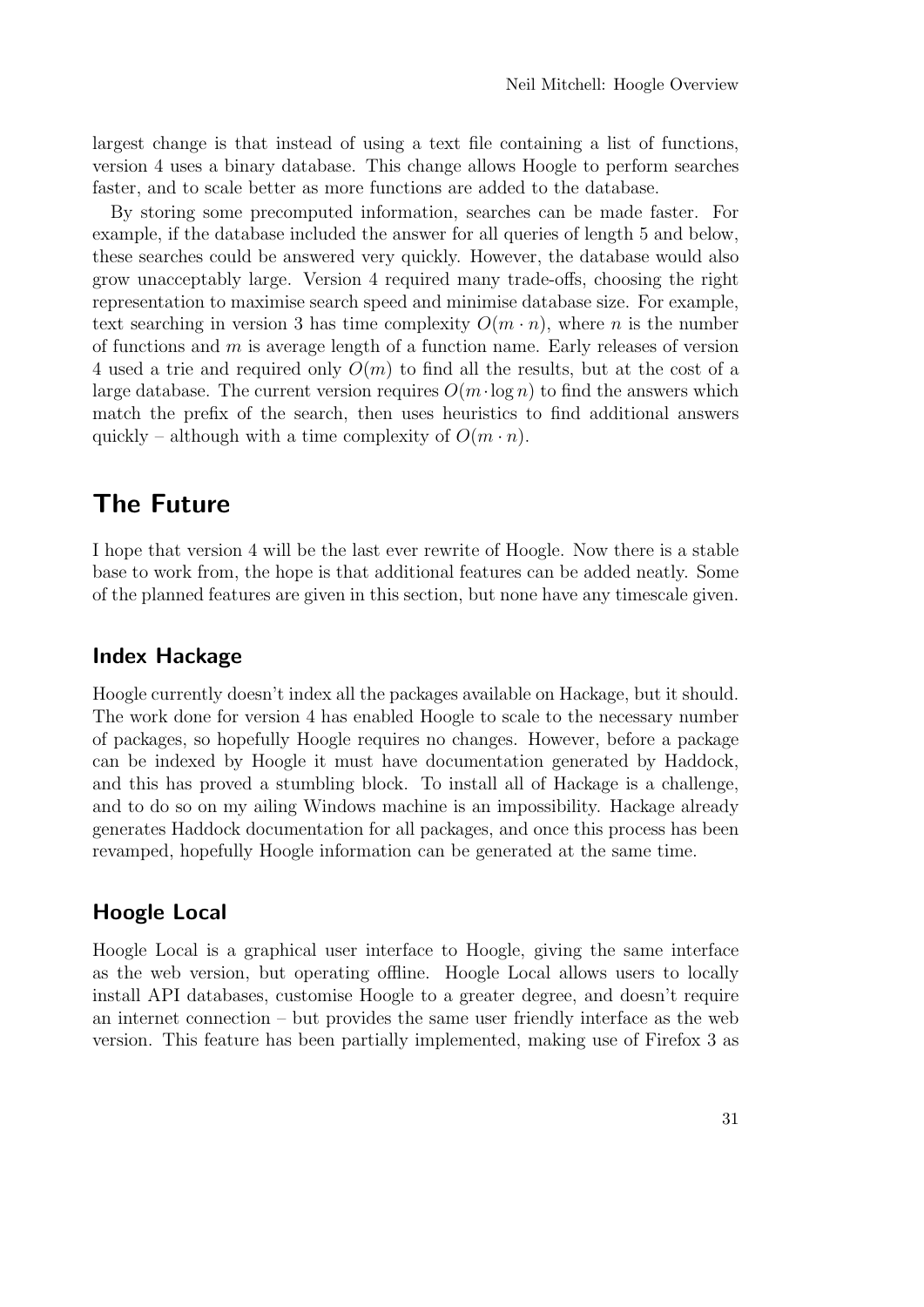largest change is that instead of using a text file containing a list of functions, version 4 uses a binary database. This change allows Hoogle to perform searches faster, and to scale better as more functions are added to the database.

By storing some precomputed information, searches can be made faster. For example, if the database included the answer for all queries of length 5 and below, these searches could be answered very quickly. However, the database would also grow unacceptably large. Version 4 required many trade-offs, choosing the right representation to maximise search speed and minimise database size. For example, text searching in version 3 has time complexity $O(m \cdot n)$, where $n$ is the number of functions and $m$ is average length of a function name. Early releases of version 4 used a trie and required only $O(m)$ to find all the results, but at the cost of a large database. The current version requires $O(m \cdot \log n)$ to find the answers which match the prefix of the search, then uses heuristics to find additional answers quickly – although with a time complexity of $O(m \cdot n)$.

## The Future

I hope that version 4 will be the last ever rewrite of Hoogle. Now there is a stable base to work from, the hope is that additional features can be added neatly. Some of the planned features are given in this section, but none have any timescale given.

### Index Hackage

Hoogle currently doesn't index all the packages available on Hackage, but it should. The work done for version 4 has enabled Hoogle to scale to the necessary number of packages, so hopefully Hoogle requires no changes. However, before a package can be indexed by Hoogle it must have documentation generated by Haddock, and this has proved a stumbling block. To install all of Hackage is a challenge, and to do so on my ailing Windows machine is an impossibility. Hackage already generates Haddock documentation for all packages, and once this process has been revamped, hopefully Hoogle information can be generated at the same time.

### Hoogle Local

Hoogle Local is a graphical user interface to Hoogle, giving the same interface as the web version, but operating offline. Hoogle Local allows users to locally install API databases, customise Hoogle to a greater degree, and doesn't require an internet connection – but provides the same user friendly interface as the web version. This feature has been partially implemented, making use of Firefox 3 as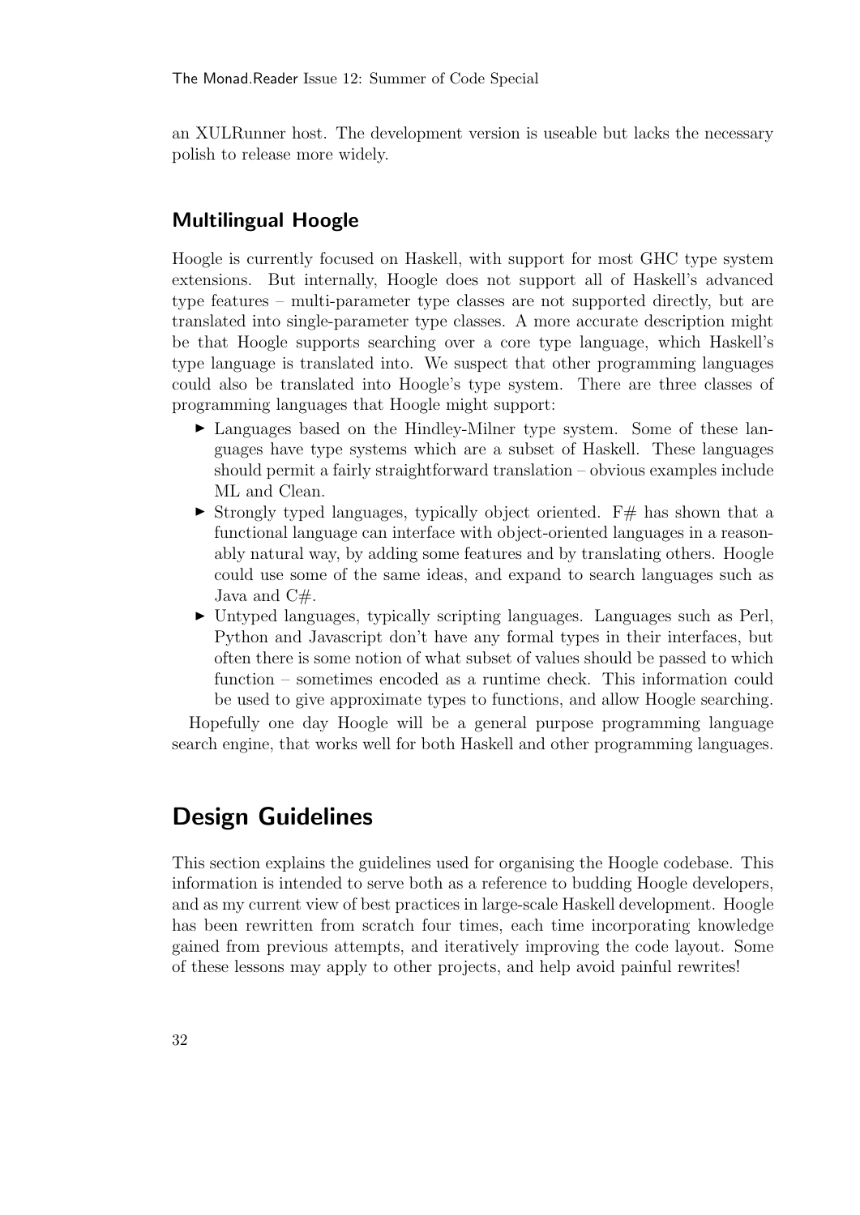an XULRunner host. The development version is useable but lacks the necessary polish to release more widely.

### Multilingual Hoogle

Hoogle is currently focused on Haskell, with support for most GHC type system extensions. But internally, Hoogle does not support all of Haskell's advanced type features – multi-parameter type classes are not supported directly, but are translated into single-parameter type classes. A more accurate description might be that Hoogle supports searching over a core type language, which Haskell's type language is translated into. We suspect that other programming languages could also be translated into Hoogle's type system. There are three classes of programming languages that Hoogle might support:

- Languages based on the Hindley-Milner type system. Some of these languages have type systems which are a subset of Haskell. These languages should permit a fairly straightforward translation – obvious examples include ML and Clean.
- Strongly typed languages, typically object oriented. F# has shown that a functional language can interface with object-oriented languages in a reasonably natural way, by adding some features and by translating others. Hoogle could use some of the same ideas, and expand to search languages such as Java and C#.
- Untyped languages, typically scripting languages. Languages such as Perl, Python and Javascript don't have any formal types in their interfaces, but often there is some notion of what subset of values should be passed to which function – sometimes encoded as a runtime check. This information could be used to give approximate types to functions, and allow Hoogle searching.

Hopefully one day Hoogle will be a general purpose programming language search engine, that works well for both Haskell and other programming languages.

## Design Guidelines

This section explains the guidelines used for organising the Hoogle codebase. This information is intended to serve both as a reference to budding Hoogle developers, and as my current view of best practices in large-scale Haskell development. Hoogle has been rewritten from scratch four times, each time incorporating knowledge gained from previous attempts, and iteratively improving the code layout. Some of these lessons may apply to other projects, and help avoid painful rewrites!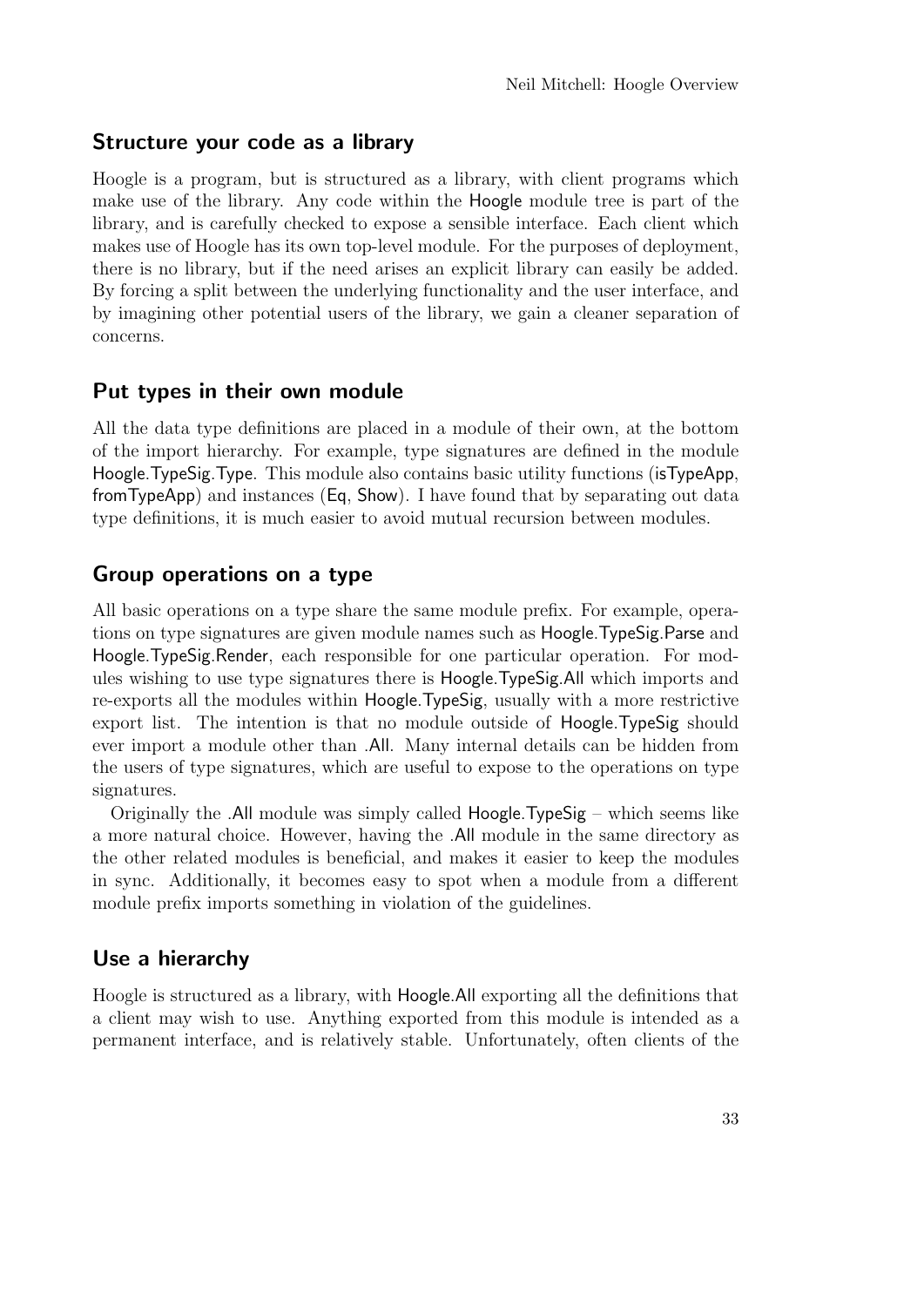## Structure your code as a library

Hoogle is a program, but is structured as a library, with client programs which make use of the library. Any code within the Hoogle module tree is part of the library, and is carefully checked to expose a sensible interface. Each client which makes use of Hoogle has its own top-level module. For the purposes of deployment, there is no library, but if the need arises an explicit library can easily be added. By forcing a split between the underlying functionality and the user interface, and by imagining other potential users of the library, we gain a cleaner separation of concerns.

## Put types in their own module

All the data type definitions are placed in a module of their own, at the bottom of the import hierarchy. For example, type signatures are defined in the module Hoogle.TypeSig.Type. This module also contains basic utility functions (isTypeApp, fromTypeApp) and instances (Eq, Show). I have found that by separating out data type definitions, it is much easier to avoid mutual recursion between modules.

## Group operations on a type

All basic operations on a type share the same module prefix. For example, operations on type signatures are given module names such as Hoogle.TypeSig.Parse and Hoogle.TypeSig.Render, each responsible for one particular operation. For modules wishing to use type signatures there is Hoogle.TypeSig.All which imports and re-exports all the modules within Hoogle.TypeSig, usually with a more restrictive export list. The intention is that no module outside of Hoogle.TypeSig should ever import a module other than .All. Many internal details can be hidden from the users of type signatures, which are useful to expose to the operations on type signatures.

Originally the .All module was simply called Hoogle.TypeSig – which seems like a more natural choice. However, having the .All module in the same directory as the other related modules is beneficial, and makes it easier to keep the modules in sync. Additionally, it becomes easy to spot when a module from a different module prefix imports something in violation of the guidelines.

## Use a hierarchy

Hoogle is structured as a library, with Hoogle.All exporting all the definitions that a client may wish to use. Anything exported from this module is intended as a permanent interface, and is relatively stable. Unfortunately, often clients of the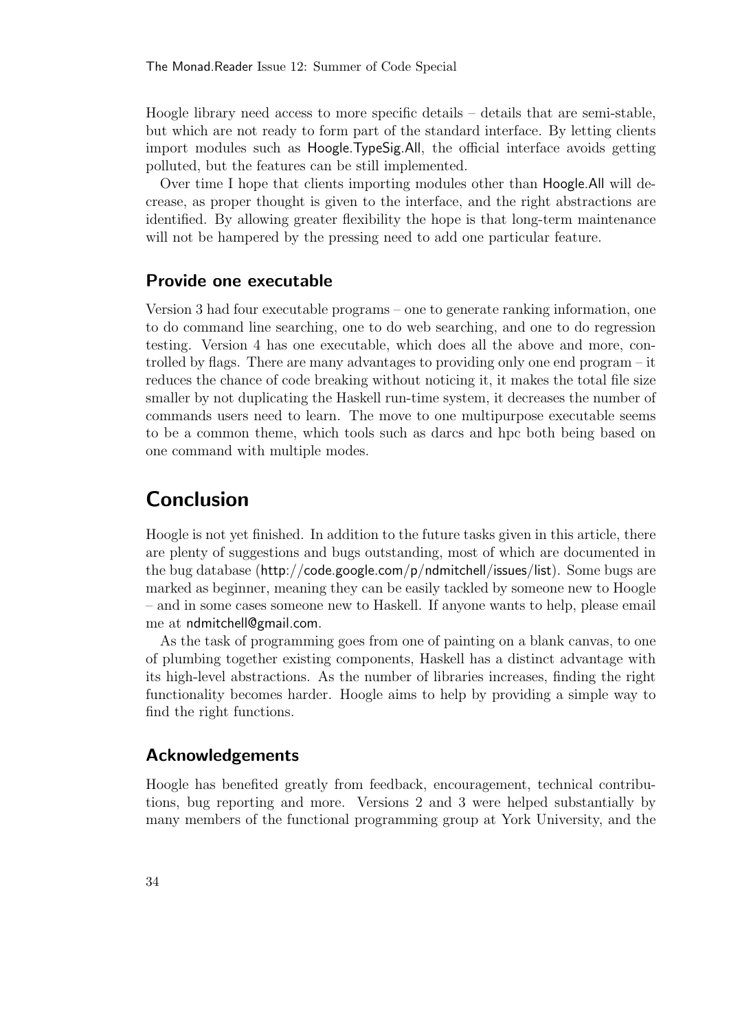Hoogle library need access to more specific details – details that are semi-stable, but which are not ready to form part of the standard interface. By letting clients import modules such as Hoogle.TypeSig.All, the official interface avoids getting polluted, but the features can be still implemented.

Over time I hope that clients importing modules other than Hoogle.All will decrease, as proper thought is given to the interface, and the right abstractions are identified. By allowing greater flexibility the hope is that long-term maintenance will not be hampered by the pressing need to add one particular feature.

### Provide one executable

Version 3 had four executable programs – one to generate ranking information, one to do command line searching, one to do web searching, and one to do regression testing. Version 4 has one executable, which does all the above and more, controlled by flags. There are many advantages to providing only one end program – it reduces the chance of code breaking without noticing it, it makes the total file size smaller by not duplicating the Haskell run-time system, it decreases the number of commands users need to learn. The move to one multipurpose executable seems to be a common theme, which tools such as darcs and hpc both being based on one command with multiple modes.

## Conclusion

Hoogle is not yet finished. In addition to the future tasks given in this article, there are plenty of suggestions and bugs outstanding, most of which are documented in the bug database (http://code.google.com/p/ndmitchell/issues/list). Some bugs are marked as beginner, meaning they can be easily tackled by someone new to Hoogle – and in some cases someone new to Haskell. If anyone wants to help, please email me at ndmitchell@gmail.com.

As the task of programming goes from one of painting on a blank canvas, to one of plumbing together existing components, Haskell has a distinct advantage with its high-level abstractions. As the number of libraries increases, finding the right functionality becomes harder. Hoogle aims to help by providing a simple way to find the right functions.

### Acknowledgements

Hoogle has benefited greatly from feedback, encouragement, technical contributions, bug reporting and more. Versions 2 and 3 were helped substantially by many members of the functional programming group at York University, and the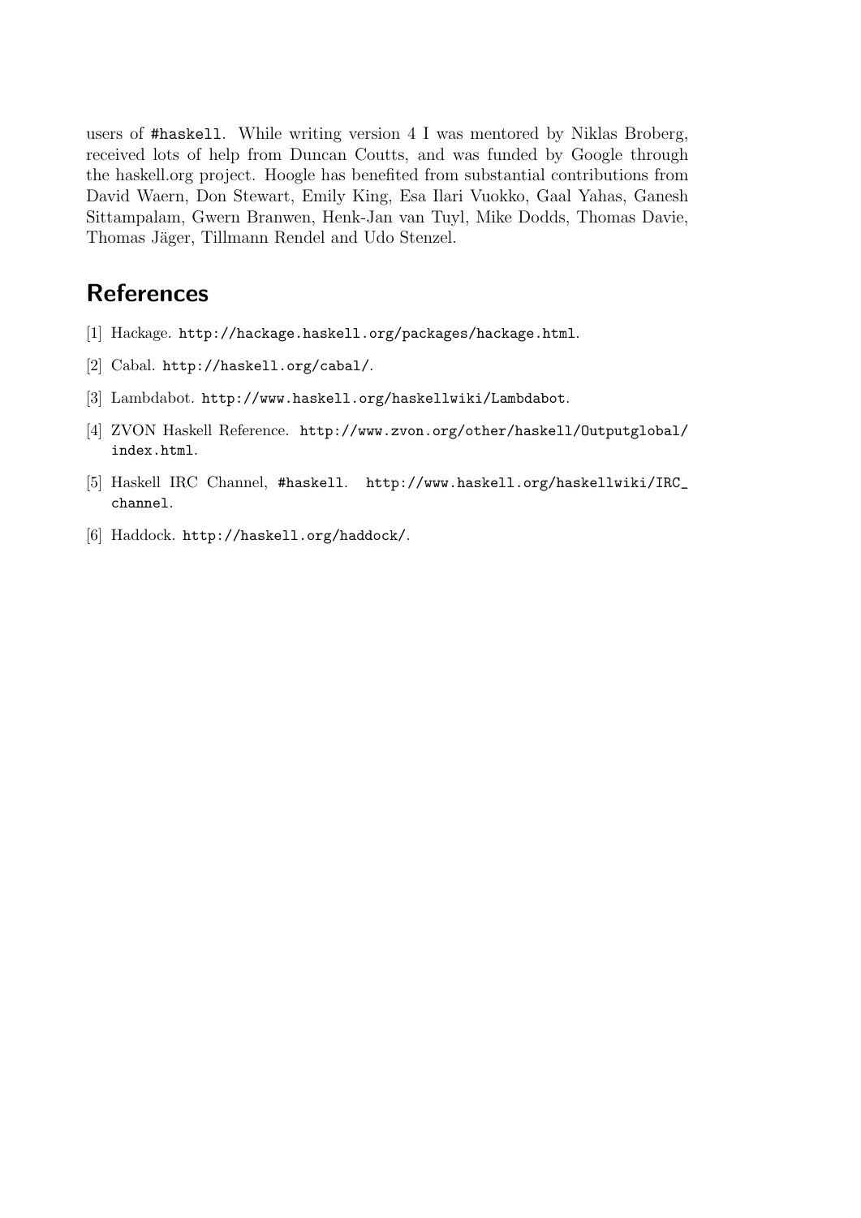users of #haskell. While writing version 4 I was mentored by Niklas Broberg, received lots of help from Duncan Coutts, and was funded by Google through the haskell.org project. Hoogle has benefited from substantial contributions from David Waern, Don Stewart, Emily King, Esa Ilari Vuokko, Gaal Yahas, Ganesh Sittampalam, Gwern Branwen, Henk-Jan van Tuyl, Mike Dodds, Thomas Davie, Thomas Jäger, Tillmann Rendel and Udo Stenzel.

## References

[1] Hackage. http://hackage.haskell.org/packages/hackage.html.

[2] Cabal. http://haskell.org/cabal/.

[3] Lambdabot. http://www.haskell.org/haskellwiki/Lambdabot.

[4] ZVON Haskell Reference. http://www.zvon.org/other/haskell/Outputglobal/index.html.

[5] Haskell IRC Channel, #haskell. http://www.haskell.org/haskellwiki/IRC_channel.

[6] Haddock. http://haskell.org/haddock/.